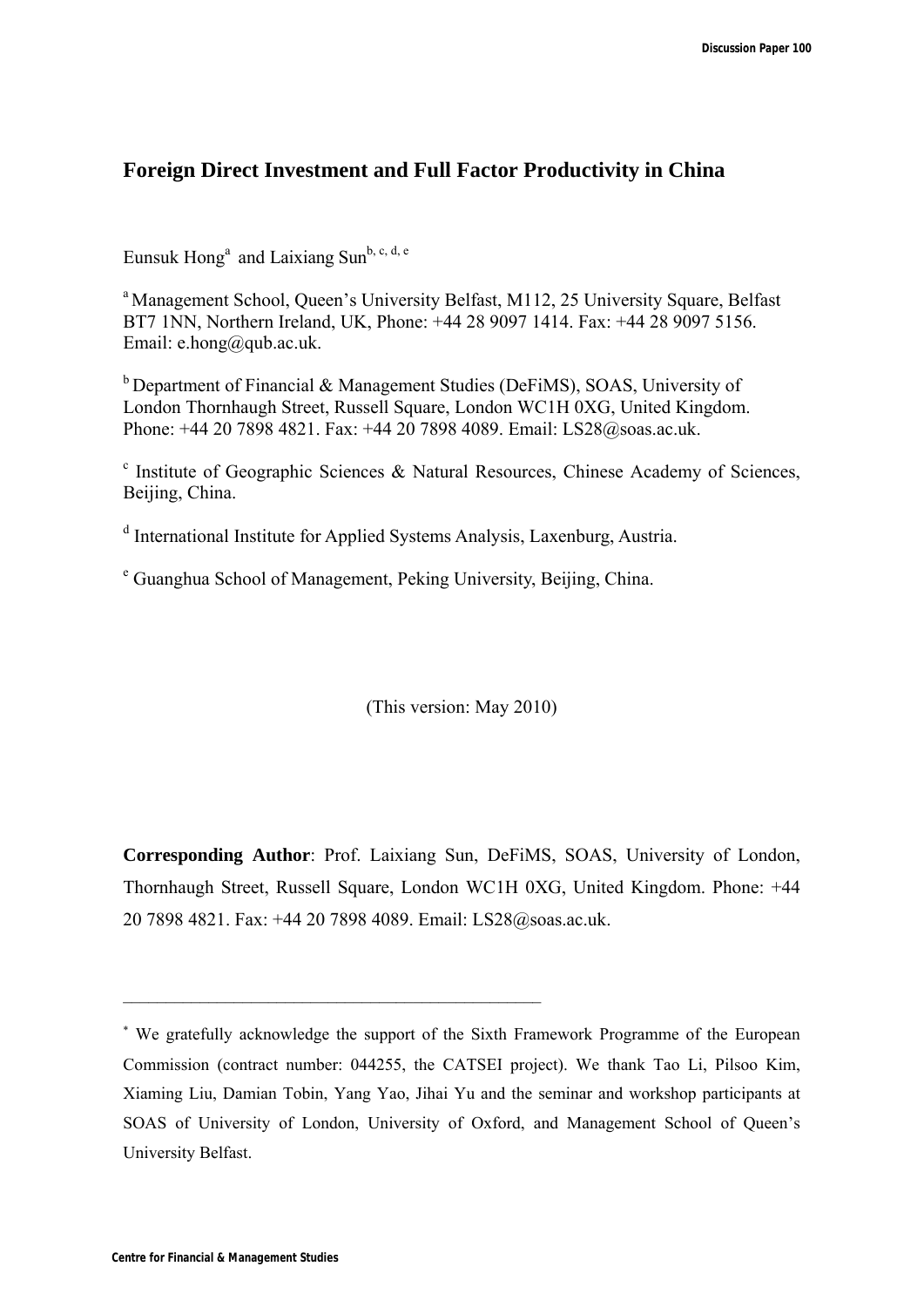# Foreign Direct Investment and Full Factor Productivity in China

Eunsuk Hong[a] and Laixiang Sun[b, c, d, e]

[a] Management School, Queen's University Belfast, M112, 25 University Square, Belfast BT7 1NN, Northern Ireland, UK, Phone: +44 28 9097 1414. Fax: +44 28 9097 5156. Email: e.hong@qub.ac.uk.

[b] Department of Financial & Management Studies (DeFiMS), SOAS, University of London Thornhaugh Street, Russell Square, London WC1H 0XG, United Kingdom. Phone: +44 20 7898 4821. Fax: +44 20 7898 4089. Email: LS28@soas.ac.uk.

[c] Institute of Geographic Sciences & Natural Resources, Chinese Academy of Sciences, Beijing, China.

[d] International Institute for Applied Systems Analysis, Laxenburg, Austria.

[e] Guanghua School of Management, Peking University, Beijing, China.

(This version: May 2010)

**Corresponding Author**: Prof. Laixiang Sun, DeFiMS, SOAS, University of London, Thornhaugh Street, Russell Square, London WC1H 0XG, United Kingdom. Phone: +44 20 7898 4821. Fax: +44 20 7898 4089. Email: LS28@soas.ac.uk.

---

[*] We gratefully acknowledge the support of the Sixth Framework Programme of the European Commission (contract number: 044255, the CATSEI project). We thank Tao Li, Pilsoo Kim, Xiaming Liu, Damian Tobin, Yang Yao, Jihai Yu and the seminar and workshop participants at SOAS of University of London, University of Oxford, and Management School of Queen's University Belfast.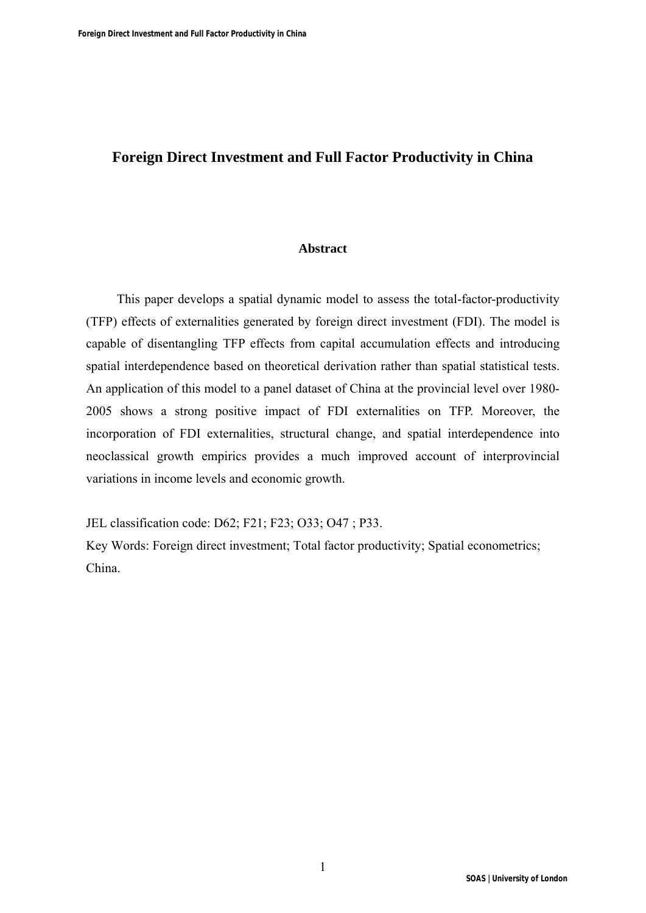# Foreign Direct Investment and Full Factor Productivity in China

## Abstract

This paper develops a spatial dynamic model to assess the total-factor-productivity (TFP) effects of externalities generated by foreign direct investment (FDI). The model is capable of disentangling TFP effects from capital accumulation effects and introducing spatial interdependence based on theoretical derivation rather than spatial statistical tests. An application of this model to a panel dataset of China at the provincial level over 1980-2005 shows a strong positive impact of FDI externalities on TFP. Moreover, the incorporation of FDI externalities, structural change, and spatial interdependence into neoclassical growth empirics provides a much improved account of interprovincial variations in income levels and economic growth.

JEL classification code: D62; F21; F23; O33; O47 ; P33.

Key Words: Foreign direct investment; Total factor productivity; Spatial econometrics; China.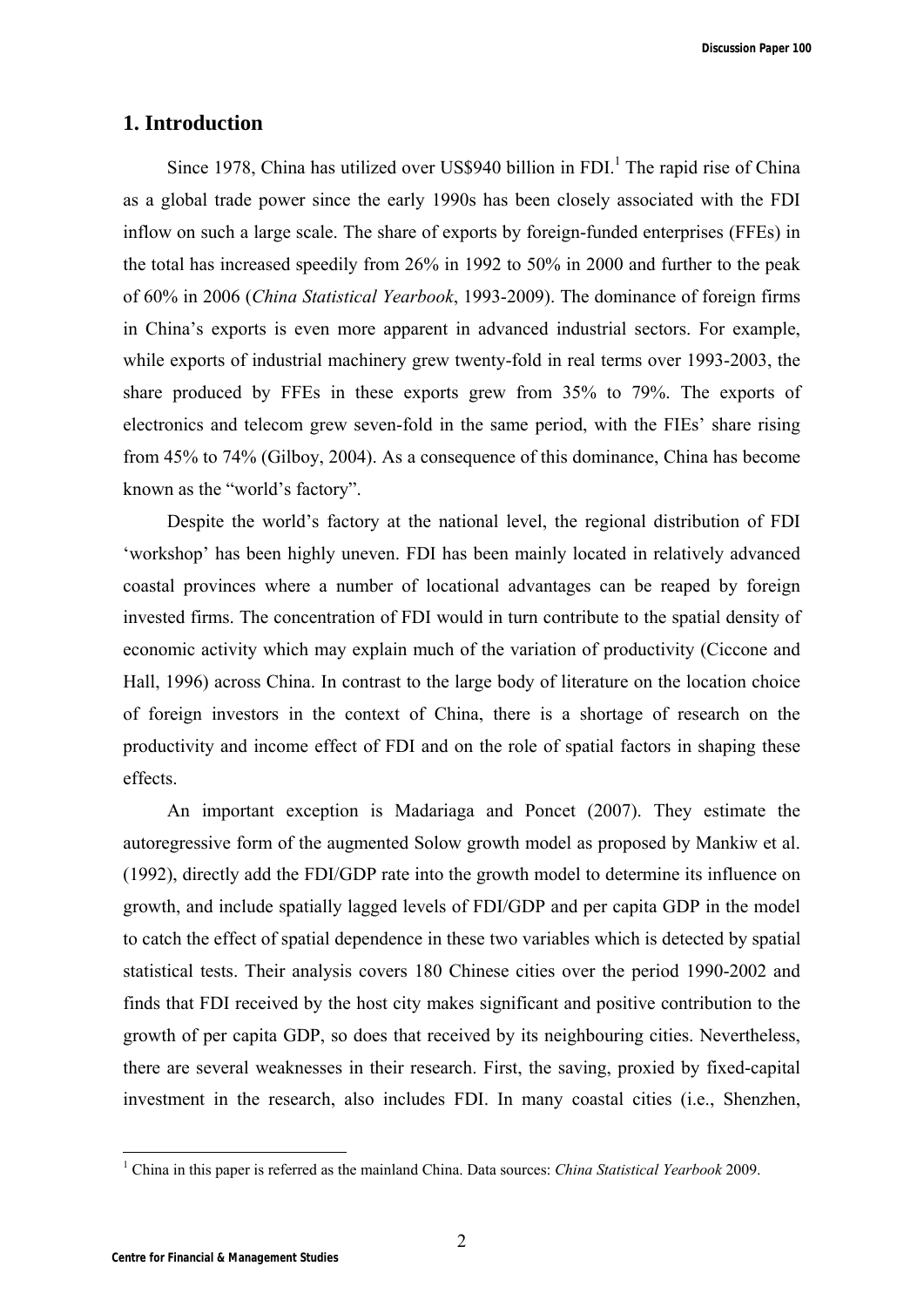## 1. Introduction

Since 1978, China has utilized over US$940 billion in FDI.[1] The rapid rise of China as a global trade power since the early 1990s has been closely associated with the FDI inflow on such a large scale. The share of exports by foreign-funded enterprises (FFEs) in the total has increased speedily from 26% in 1992 to 50% in 2000 and further to the peak of 60% in 2006 (*China Statistical Yearbook*, 1993-2009). The dominance of foreign firms in China's exports is even more apparent in advanced industrial sectors. For example, while exports of industrial machinery grew twenty-fold in real terms over 1993-2003, the share produced by FFEs in these exports grew from 35% to 79%. The exports of electronics and telecom grew seven-fold in the same period, with the FIEs' share rising from 45% to 74% (Gilboy, 2004). As a consequence of this dominance, China has become known as the "world's factory".

Despite the world's factory at the national level, the regional distribution of FDI 'workshop' has been highly uneven. FDI has been mainly located in relatively advanced coastal provinces where a number of locational advantages can be reaped by foreign invested firms. The concentration of FDI would in turn contribute to the spatial density of economic activity which may explain much of the variation of productivity (Ciccone and Hall, 1996) across China. In contrast to the large body of literature on the location choice of foreign investors in the context of China, there is a shortage of research on the productivity and income effect of FDI and on the role of spatial factors in shaping these effects.

An important exception is Madariaga and Poncet (2007). They estimate the autoregressive form of the augmented Solow growth model as proposed by Mankiw et al. (1992), directly add the FDI/GDP rate into the growth model to determine its influence on growth, and include spatially lagged levels of FDI/GDP and per capita GDP in the model to catch the effect of spatial dependence in these two variables which is detected by spatial statistical tests. Their analysis covers 180 Chinese cities over the period 1990-2002 and finds that FDI received by the host city makes significant and positive contribution to the growth of per capita GDP, so does that received by its neighbouring cities. Nevertheless, there are several weaknesses in their research. First, the saving, proxied by fixed-capital investment in the research, also includes FDI. In many coastal cities (i.e., Shenzhen,

[1] China in this paper is referred as the mainland China. Data sources: *China Statistical Yearbook* 2009.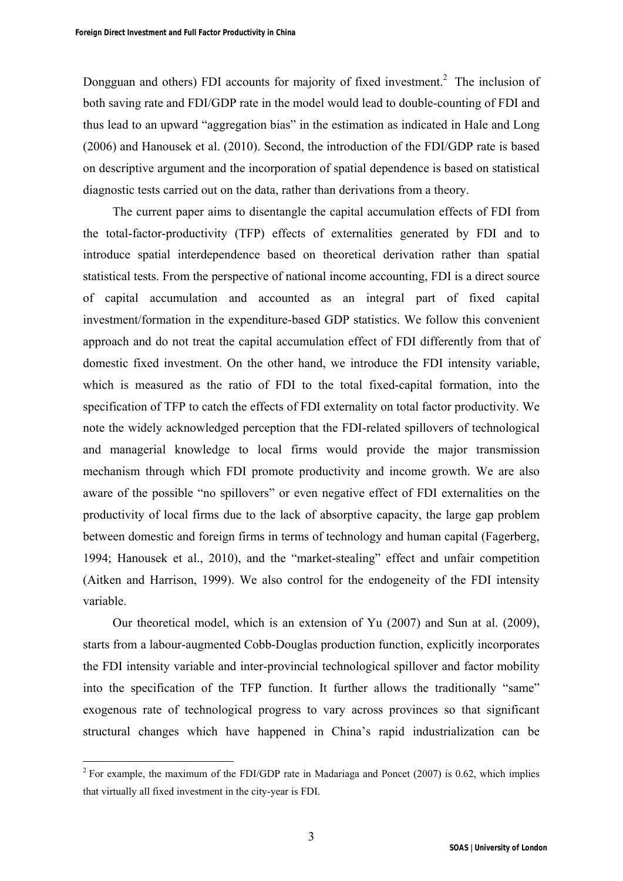Dongguan and others) FDI accounts for majority of fixed investment.[2] The inclusion of both saving rate and FDI/GDP rate in the model would lead to double-counting of FDI and thus lead to an upward "aggregation bias" in the estimation as indicated in Hale and Long (2006) and Hanousek et al. (2010). Second, the introduction of the FDI/GDP rate is based on descriptive argument and the incorporation of spatial dependence is based on statistical diagnostic tests carried out on the data, rather than derivations from a theory.

The current paper aims to disentangle the capital accumulation effects of FDI from the total-factor-productivity (TFP) effects of externalities generated by FDI and to introduce spatial interdependence based on theoretical derivation rather than spatial statistical tests. From the perspective of national income accounting, FDI is a direct source of capital accumulation and accounted as an integral part of fixed capital investment/formation in the expenditure-based GDP statistics. We follow this convenient approach and do not treat the capital accumulation effect of FDI differently from that of domestic fixed investment. On the other hand, we introduce the FDI intensity variable, which is measured as the ratio of FDI to the total fixed-capital formation, into the specification of TFP to catch the effects of FDI externality on total factor productivity. We note the widely acknowledged perception that the FDI-related spillovers of technological and managerial knowledge to local firms would provide the major transmission mechanism through which FDI promote productivity and income growth. We are also aware of the possible "no spillovers" or even negative effect of FDI externalities on the productivity of local firms due to the lack of absorptive capacity, the large gap problem between domestic and foreign firms in terms of technology and human capital (Fagerberg, 1994; Hanousek et al., 2010), and the "market-stealing" effect and unfair competition (Aitken and Harrison, 1999). We also control for the endogeneity of the FDI intensity variable.

Our theoretical model, which is an extension of Yu (2007) and Sun at al. (2009), starts from a labour-augmented Cobb-Douglas production function, explicitly incorporates the FDI intensity variable and inter-provincial technological spillover and factor mobility into the specification of the TFP function. It further allows the traditionally "same" exogenous rate of technological progress to vary across provinces so that significant structural changes which have happened in China's rapid industrialization can be

[2] For example, the maximum of the FDI/GDP rate in Madariaga and Poncet (2007) is 0.62, which implies that virtually all fixed investment in the city-year is FDI.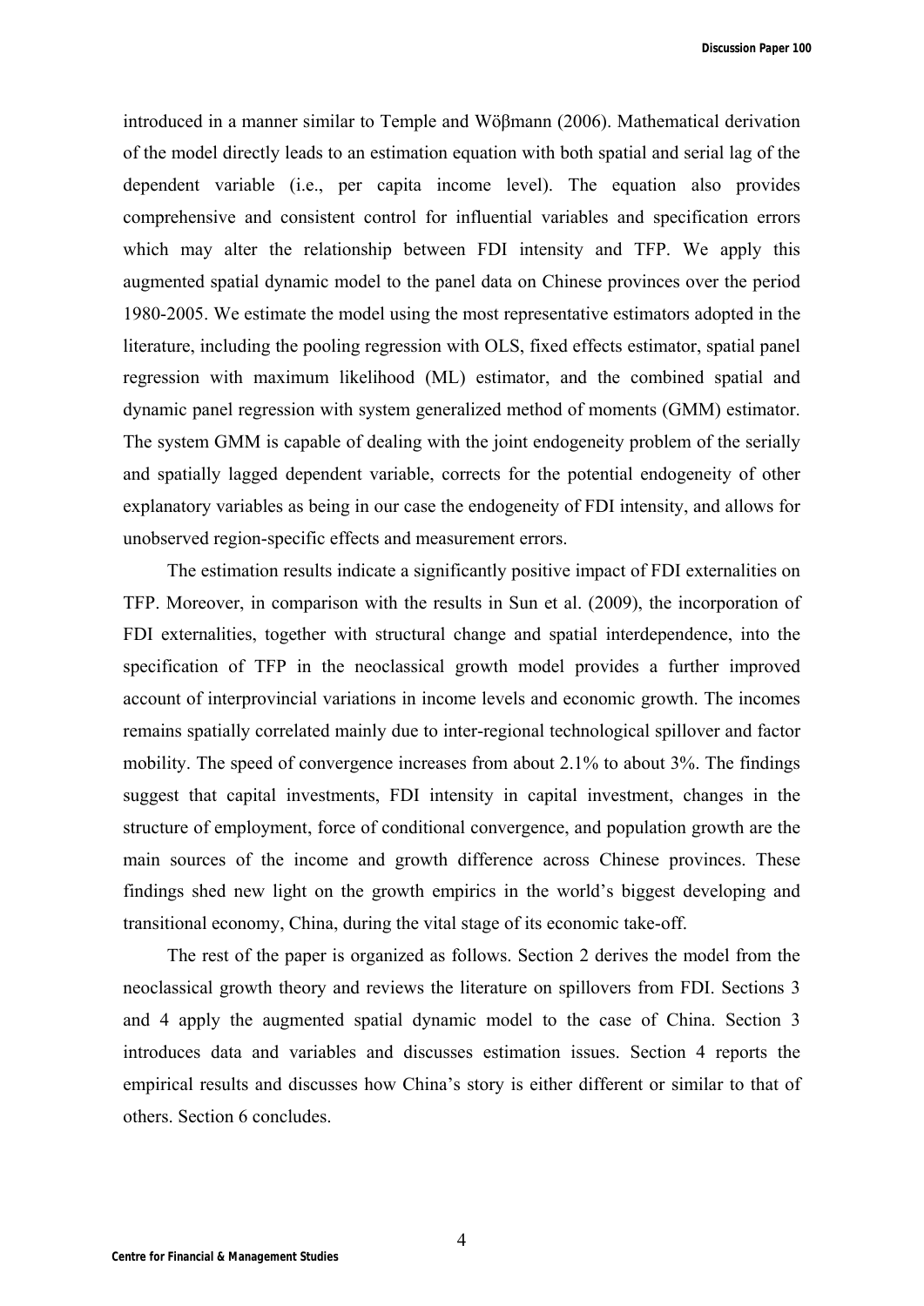introduced in a manner similar to Temple and Wöβmann (2006). Mathematical derivation of the model directly leads to an estimation equation with both spatial and serial lag of the dependent variable (i.e., per capita income level). The equation also provides comprehensive and consistent control for influential variables and specification errors which may alter the relationship between FDI intensity and TFP. We apply this augmented spatial dynamic model to the panel data on Chinese provinces over the period 1980-2005. We estimate the model using the most representative estimators adopted in the literature, including the pooling regression with OLS, fixed effects estimator, spatial panel regression with maximum likelihood (ML) estimator, and the combined spatial and dynamic panel regression with system generalized method of moments (GMM) estimator. The system GMM is capable of dealing with the joint endogeneity problem of the serially and spatially lagged dependent variable, corrects for the potential endogeneity of other explanatory variables as being in our case the endogeneity of FDI intensity, and allows for unobserved region-specific effects and measurement errors.

The estimation results indicate a significantly positive impact of FDI externalities on TFP. Moreover, in comparison with the results in Sun et al. (2009), the incorporation of FDI externalities, together with structural change and spatial interdependence, into the specification of TFP in the neoclassical growth model provides a further improved account of interprovincial variations in income levels and economic growth. The incomes remains spatially correlated mainly due to inter-regional technological spillover and factor mobility. The speed of convergence increases from about 2.1% to about 3%. The findings suggest that capital investments, FDI intensity in capital investment, changes in the structure of employment, force of conditional convergence, and population growth are the main sources of the income and growth difference across Chinese provinces. These findings shed new light on the growth empirics in the world's biggest developing and transitional economy, China, during the vital stage of its economic take-off.

The rest of the paper is organized as follows. Section 2 derives the model from the neoclassical growth theory and reviews the literature on spillovers from FDI. Sections 3 and 4 apply the augmented spatial dynamic model to the case of China. Section 3 introduces data and variables and discusses estimation issues. Section 4 reports the empirical results and discusses how China's story is either different or similar to that of others. Section 6 concludes.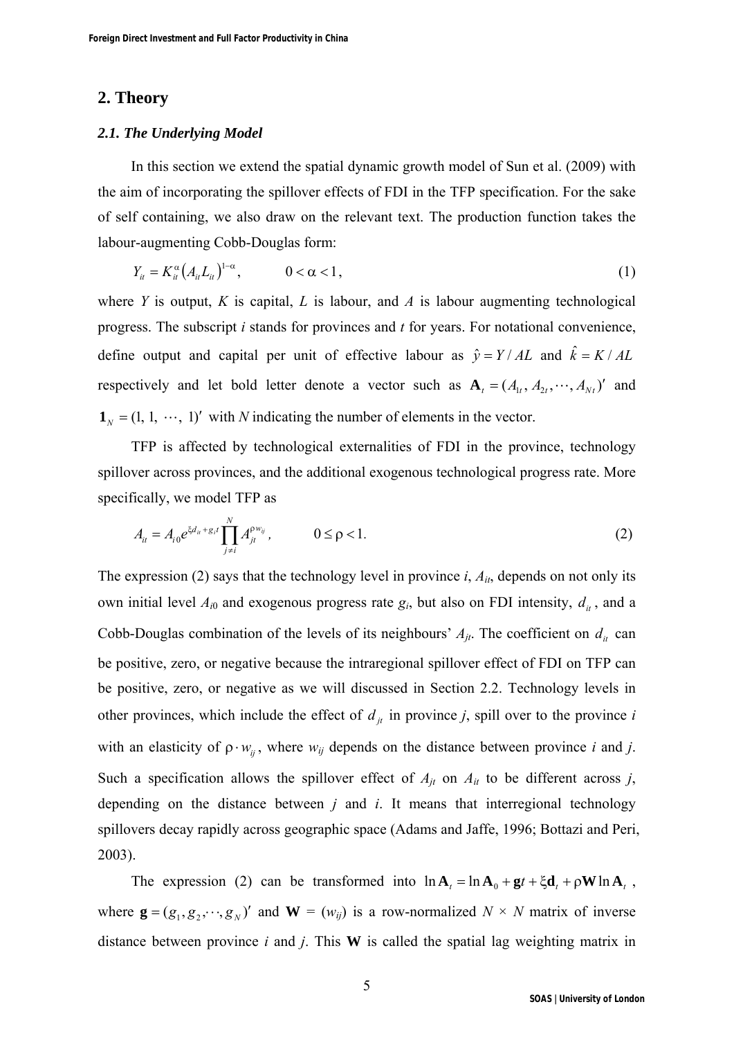## 2. Theory

### *2.1. The Underlying Model*

In this section we extend the spatial dynamic growth model of Sun et al. (2009) with the aim of incorporating the spillover effects of FDI in the TFP specification. For the sake of self containing, we also draw on the relevant text. The production function takes the labour-augmenting Cobb-Douglas form:

$$Y_{it} = K_{it}^{\alpha}\left(A_{it}L_{it}\right)^{1-\alpha}, \qquad 0 < \alpha < 1, \tag{1}$$

where $Y$ is output, $K$ is capital, $L$ is labour, and $A$ is labour augmenting technological progress. The subscript $i$ stands for provinces and $t$ for years. For notational convenience, define output and capital per unit of effective labour as $\hat{y} = Y/AL$ and $\hat{k} = K/AL$ respectively and let bold letter denote a vector such as $\mathbf{A}_t = (A_{1t}, A_{2t}, \cdots, A_{Nt})'$ and $\mathbf{1}_N = (1,\ 1,\ \cdots,\ 1)'$ with $N$ indicating the number of elements in the vector.

TFP is affected by technological externalities of FDI in the province, technology spillover across provinces, and the additional exogenous technological progress rate. More specifically, we model TFP as

$$A_{it} = A_{i0}e^{\xi d_{it} + g_i t}\prod_{j \neq i}^{N} A_{jt}^{\rho w_{ij}}, \qquad 0 \leq \rho < 1. \tag{2}$$

The expression (2) says that the technology level in province $i$, $A_{it}$, depends on not only its own initial level $A_{i0}$ and exogenous progress rate $g_i$, but also on FDI intensity, $d_{it}$, and a Cobb-Douglas combination of the levels of its neighbours' $A_{jt}$. The coefficient on $d_{it}$ can be positive, zero, or negative because the intraregional spillover effect of FDI on TFP can be positive, zero, or negative as we will discussed in Section 2.2. Technology levels in other provinces, which include the effect of $d_{jt}$ in province $j$, spill over to the province $i$ with an elasticity of $\rho \cdot w_{ij}$, where $w_{ij}$ depends on the distance between province $i$ and $j$. Such a specification allows the spillover effect of $A_{jt}$ on $A_{it}$ to be different across $j$, depending on the distance between $j$ and $i$. It means that interregional technology spillovers decay rapidly across geographic space (Adams and Jaffe, 1996; Bottazi and Peri, 2003).

The expression (2) can be transformed into $\ln \mathbf{A}_t = \ln \mathbf{A}_0 + \mathbf{g}t + \xi \mathbf{d}_t + \rho \mathbf{W} \ln \mathbf{A}_t$, where $\mathbf{g} = (g_1, g_2, \cdots, g_N)'$ and $\mathbf{W}$ = ($w_{ij}$) is a row-normalized $N \times N$ matrix of inverse distance between province $i$ and $j$. This $\mathbf{W}$ is called the spatial lag weighting matrix in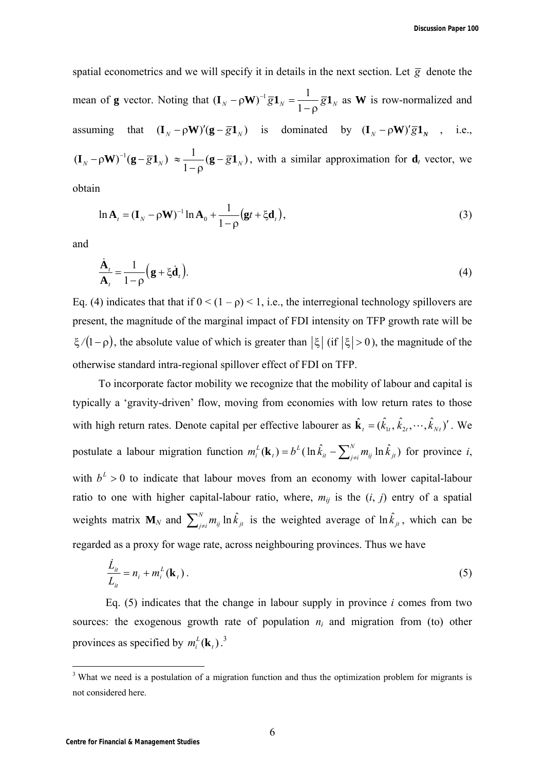spatial econometrics and we will specify it in details in the next section. Let $\bar{g}$ denote the mean of $\mathbf{g}$ vector. Noting that $(\mathbf{I}_N - \rho\mathbf{W})^{-1}\bar{g}\mathbf{1}_N = \frac{1}{1-\rho}\bar{g}\mathbf{1}_N$ as $\mathbf{W}$ is row-normalized and assuming that $(\mathbf{I}_N - \rho\mathbf{W})'(\mathbf{g} - \bar{g}\mathbf{1}_N)$ is dominated by $(\mathbf{I}_N - \rho\mathbf{W})'\bar{g}\mathbf{1}_N$, i.e., $(\mathbf{I}_N - \rho\mathbf{W})^{-1}(\mathbf{g} - \bar{g}\mathbf{1}_N) \approx \frac{1}{1-\rho}(\mathbf{g} - \bar{g}\mathbf{1}_N)$, with a similar approximation for $\mathbf{d}_t$ vector, we obtain

$$\ln \mathbf{A}_t = (\mathbf{I}_N - \rho\mathbf{W})^{-1} \ln \mathbf{A}_0 + \frac{1}{1-\rho}\left(\mathbf{g}t + \xi\mathbf{d}_t\right), \tag{3}$$

and

$$\frac{\dot{\mathbf{A}}_t}{\mathbf{A}_t} = \frac{1}{1-\rho}\left(\mathbf{g} + \xi\dot{\mathbf{d}}_t\right). \tag{4}$$

Eq. (4) indicates that that if $0 < (1 - \rho) < 1$, i.e., the interregional technology spillovers are present, the magnitude of the marginal impact of FDI intensity on TFP growth rate will be $\xi/(1-\rho)$, the absolute value of which is greater than $|\xi|$ (if $|\xi| > 0$), the magnitude of the otherwise standard intra-regional spillover effect of FDI on TFP.

To incorporate factor mobility we recognize that the mobility of labour and capital is typically a 'gravity-driven' flow, moving from economies with low return rates to those with high return rates. Denote capital per effective labourer as $\hat{\mathbf{k}}_t = (\hat{k}_{1t}, \hat{k}_{2t}, \cdots, \hat{k}_{Nt})'$. We postulate a labour migration function $m_i^L(\mathbf{k}_t) = b^L(\ln \hat{k}_{it} - \sum_{j\neq i}^N m_{ij} \ln \hat{k}_{jt})$ for province $i$, with $b^L > 0$ to indicate that labour moves from an economy with lower capital-labour ratio to one with higher capital-labour ratio, where, $m_{ij}$ is the ($i$, $j$) entry of a spatial weights matrix $\mathbf{M}_N$ and $\sum_{j\neq i}^N m_{ij} \ln \hat{k}_{jt}$ is the weighted average of $\ln \hat{k}_{jt}$, which can be regarded as a proxy for wage rate, across neighbouring provinces. Thus we have

$$\frac{\dot{L}_{it}}{L_{it}} = n_i + m_i^L(\mathbf{k}_t). \tag{5}$$

Eq. (5) indicates that the change in labour supply in province $i$ comes from two sources: the exogenous growth rate of population $n_i$ and migration from (to) other provinces as specified by $m_i^L(\mathbf{k}_t)$.[3]

[3] What we need is a postulation of a migration function and thus the optimization problem for migrants is not considered here.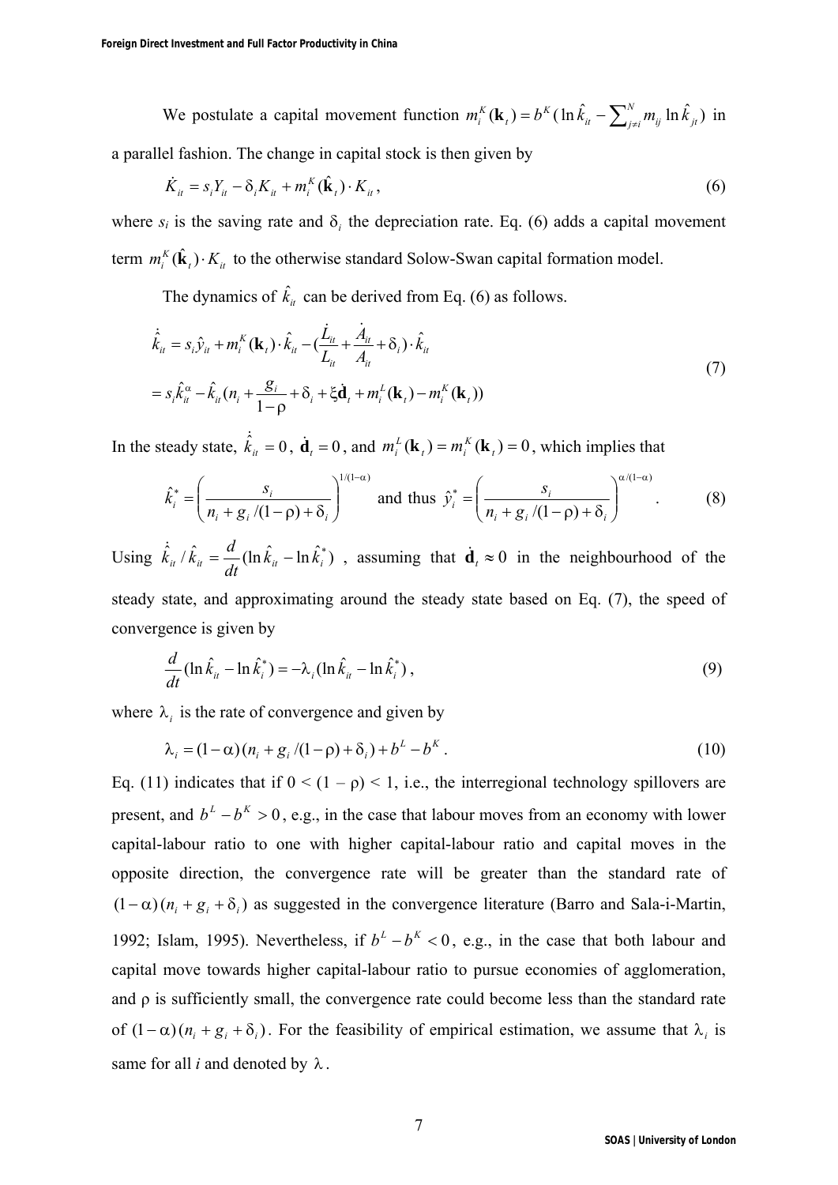We postulate a capital movement function $m_i^K(\mathbf{k}_t) = b^K(\ln \hat{k}_{it} - \sum_{j \neq i}^N m_{ij} \ln \hat{k}_{jt})$ in a parallel fashion. The change in capital stock is then given by

$$\dot{K}_{it} = s_i Y_{it} - \delta_i K_{it} + m_i^K(\hat{\mathbf{k}}_t) \cdot K_{it}, \tag{6}$$

where $s_i$ is the saving rate and $\delta_i$ the depreciation rate. Eq. (6) adds a capital movement term $m_i^K(\hat{\mathbf{k}}_t) \cdot K_{it}$ to the otherwise standard Solow-Swan capital formation model.

The dynamics of $\hat{k}_{it}$ can be derived from Eq. (6) as follows.

$$\begin{aligned} \dot{\hat{k}}_{it} &= s_i \hat{y}_{it} + m_i^K(\mathbf{k}_t) \cdot \hat{k}_{it} - \left(\frac{\dot{L}_{it}}{L_{it}} + \frac{\dot{A}_{it}}{A_{it}} + \delta_i\right) \cdot \hat{k}_{it} \\ &= s_i \hat{k}_{it}^{\alpha} - \hat{k}_{it}\left(n_i + \frac{g_i}{1-\rho} + \delta_i + \xi \dot{\mathbf{d}}_t + m_i^L(\mathbf{k}_t) - m_i^K(\mathbf{k}_t)\right) \end{aligned} \tag{7}$$

In the steady state, $\dot{\hat{k}}_{it} = 0$, $\dot{\mathbf{d}}_t = 0$, and $m_i^L(\mathbf{k}_t) = m_i^K(\mathbf{k}_t) = 0$, which implies that

$$\hat{k}_i^* = \left(\frac{s_i}{n_i + g_i/(1-\rho) + \delta_i}\right)^{1/(1-\alpha)} \text{ and thus } \hat{y}_i^* = \left(\frac{s_i}{n_i + g_i/(1-\rho) + \delta_i}\right)^{\alpha/(1-\alpha)}. \tag{8}$$

Using $\dot{\hat{k}}_{it} / \hat{k}_{it} = \frac{d}{dt}(\ln \hat{k}_{it} - \ln \hat{k}_i^*)$, assuming that $\dot{\mathbf{d}}_t \approx 0$ in the neighbourhood of the steady state, and approximating around the steady state based on Eq. (7), the speed of convergence is given by

$$\frac{d}{dt}(\ln \hat{k}_{it} - \ln \hat{k}_i^*) = -\lambda_i (\ln \hat{k}_{it} - \ln \hat{k}_i^*), \tag{9}$$

where $\lambda_i$ is the rate of convergence and given by

$$\lambda_i = (1-\alpha)(n_i + g_i/(1-\rho) + \delta_i) + b^L - b^K. \tag{10}$$

Eq. (11) indicates that if $0 < (1 - \rho) < 1$, i.e., the interregional technology spillovers are present, and $b^L - b^K > 0$, e.g., in the case that labour moves from an economy with lower capital-labour ratio to one with higher capital-labour ratio and capital moves in the opposite direction, the convergence rate will be greater than the standard rate of $(1-\alpha)(n_i + g_i + \delta_i)$ as suggested in the convergence literature (Barro and Sala-i-Martin, 1992; Islam, 1995). Nevertheless, if $b^L - b^K < 0$, e.g., in the case that both labour and capital move towards higher capital-labour ratio to pursue economies of agglomeration, and $\rho$ is sufficiently small, the convergence rate could become less than the standard rate of $(1-\alpha)(n_i + g_i + \delta_i)$. For the feasibility of empirical estimation, we assume that $\lambda_i$ is same for all *i* and denoted by $\lambda$.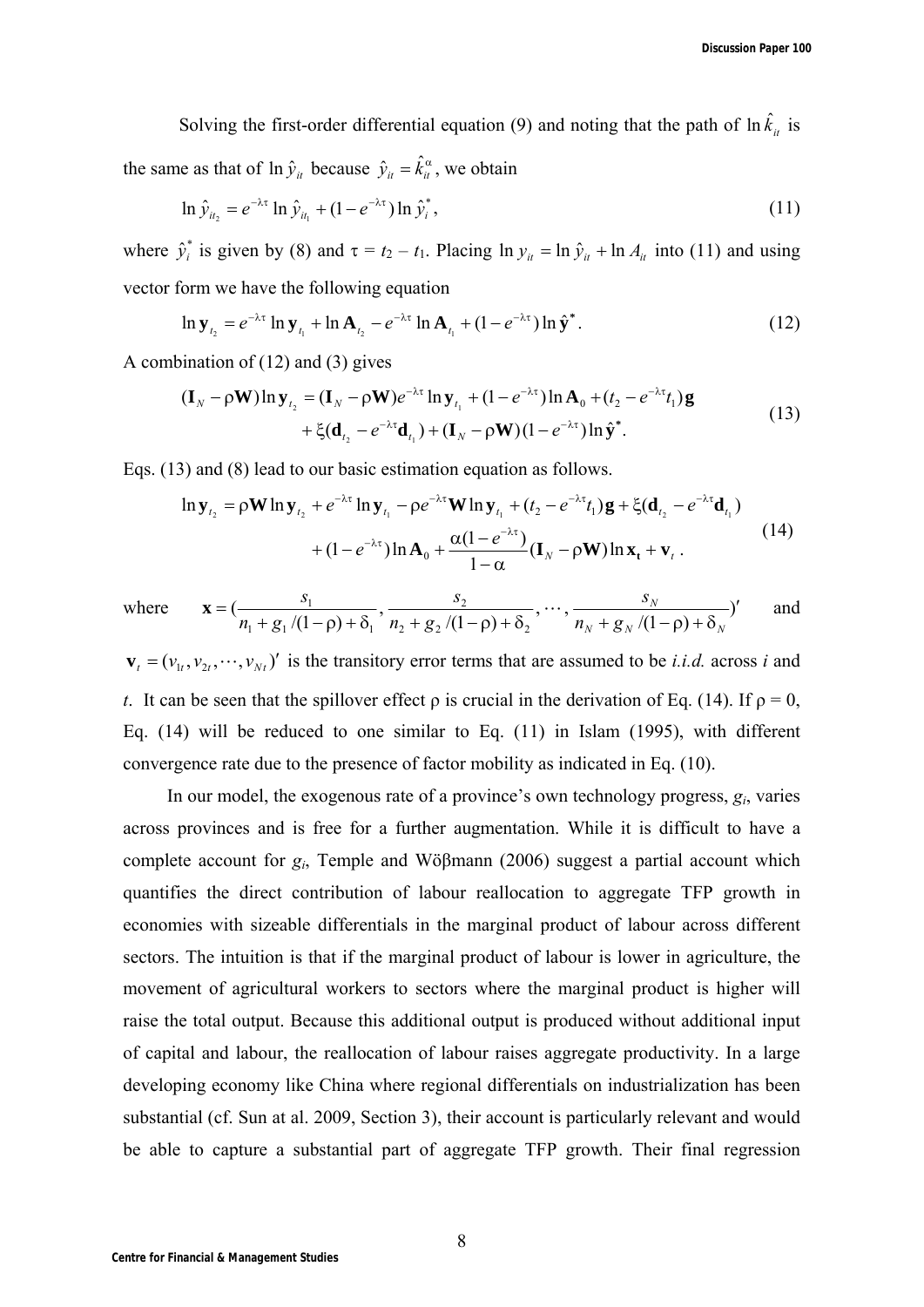Solving the first-order differential equation (9) and noting that the path of $\ln \hat{k}_{it}$ is the same as that of $\ln \hat{y}_{it}$ because $\hat{y}_{it} = \hat{k}_{it}^{\alpha}$, we obtain

$$\ln \hat{y}_{it_2} = e^{-\lambda\tau} \ln \hat{y}_{it_1} + (1 - e^{-\lambda\tau}) \ln \hat{y}_i^*, \tag{11}$$

where $\hat{y}_i^*$ is given by (8) and $\tau = t_2 - t_1$. Placing $\ln y_{it} = \ln \hat{y}_{it} + \ln A_{it}$ into (11) and using vector form we have the following equation

$$\ln \mathbf{y}_{t_2} = e^{-\lambda\tau} \ln \mathbf{y}_{t_1} + \ln \mathbf{A}_{t_2} - e^{-\lambda\tau} \ln \mathbf{A}_{t_1} + (1 - e^{-\lambda\tau}) \ln \hat{\mathbf{y}}^*. \tag{12}$$

A combination of (12) and (3) gives

$$\begin{aligned}(\mathbf{I}_N - \rho\mathbf{W}) \ln \mathbf{y}_{t_2} &= (\mathbf{I}_N - \rho\mathbf{W}) e^{-\lambda\tau} \ln \mathbf{y}_{t_1} + (1 - e^{-\lambda\tau}) \ln \mathbf{A}_0 + (t_2 - e^{-\lambda\tau} t_1)\mathbf{g} \\ &+ \xi(\mathbf{d}_{t_2} - e^{-\lambda\tau}\mathbf{d}_{t_1}) + (\mathbf{I}_N - \rho\mathbf{W})(1 - e^{-\lambda\tau}) \ln \hat{\mathbf{y}}^*.\end{aligned} \tag{13}$$

Eqs. (13) and (8) lead to our basic estimation equation as follows.

$$\begin{aligned}\ln \mathbf{y}_{t_2} &= \rho\mathbf{W} \ln \mathbf{y}_{t_2} + e^{-\lambda\tau} \ln \mathbf{y}_{t_1} - \rho e^{-\lambda\tau} \mathbf{W} \ln \mathbf{y}_{t_1} + (t_2 - e^{-\lambda\tau} t_1)\mathbf{g} + \xi(\mathbf{d}_{t_2} - e^{-\lambda\tau}\mathbf{d}_{t_1}) \\ &+ (1 - e^{-\lambda\tau}) \ln \mathbf{A}_0 + \frac{\alpha(1 - e^{-\lambda\tau})}{1 - \alpha} (\mathbf{I}_N - \rho\mathbf{W}) \ln \mathbf{x}_t + \mathbf{v}_t \,.\end{aligned} \tag{14}$$

where $\mathbf{x} = (\frac{s_1}{n_1 + g_1/(1-\rho) + \delta_1}, \frac{s_2}{n_2 + g_2/(1-\rho) + \delta_2}, \cdots, \frac{s_N}{n_N + g_N/(1-\rho) + \delta_N})'$ and $\mathbf{v}_t = (v_{1t}, v_{2t}, \cdots, v_{Nt})'$ is the transitory error terms that are assumed to be *i.i.d.* across *i* and *t*. It can be seen that the spillover effect $\rho$ is crucial in the derivation of Eq. (14). If $\rho = 0$, Eq. (14) will be reduced to one similar to Eq. (11) in Islam (1995), with different convergence rate due to the presence of factor mobility as indicated in Eq. (10).

In our model, the exogenous rate of a province's own technology progress, $g_i$, varies across provinces and is free for a further augmentation. While it is difficult to have a complete account for $g_i$, Temple and Wöβmann (2006) suggest a partial account which quantifies the direct contribution of labour reallocation to aggregate TFP growth in economies with sizeable differentials in the marginal product of labour across different sectors. The intuition is that if the marginal product of labour is lower in agriculture, the movement of agricultural workers to sectors where the marginal product is higher will raise the total output. Because this additional output is produced without additional input of capital and labour, the reallocation of labour raises aggregate productivity. In a large developing economy like China where regional differentials on industrialization has been substantial (cf. Sun at al. 2009, Section 3), their account is particularly relevant and would be able to capture a substantial part of aggregate TFP growth. Their final regression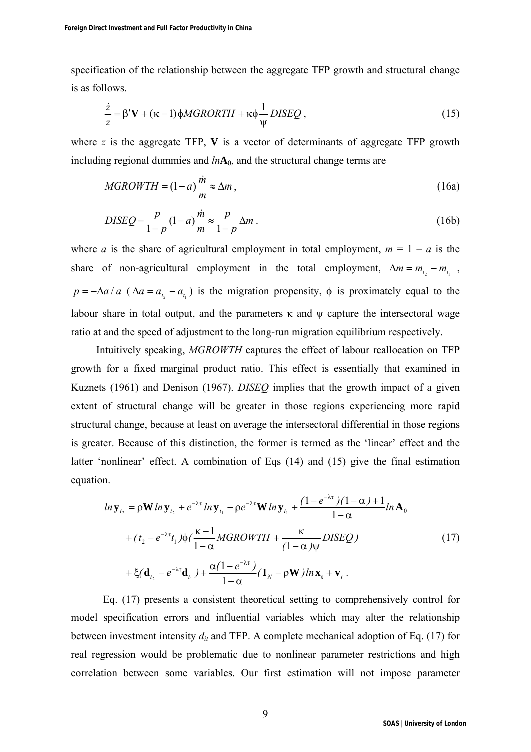specification of the relationship between the aggregate TFP growth and structural change is as follows.

$$\frac{\dot{z}}{z} = \beta'\mathbf{V} + (\kappa - 1)\phi MGRORTH + \kappa\phi\frac{1}{\psi}DISEQ\,, \tag{15}$$

where $z$ is the aggregate TFP, $\mathbf{V}$ is a vector of determinants of aggregate TFP growth including regional dummies and $ln\mathbf{A}_0$, and the structural change terms are

$$MGROWTH = (1-a)\frac{\dot{m}}{m} \approx \Delta m\,, \tag{16a}$$

$$DISEQ = \frac{p}{1-p}(1-a)\frac{\dot{m}}{m} \approx \frac{p}{1-p}\Delta m\,. \tag{16b}$$

where $a$ is the share of agricultural employment in total employment, $m = 1 - a$ is the share of non-agricultural employment in the total employment, $\Delta m = m_{t_2} - m_{t_1}$, $p = -\Delta a / a$ ($\Delta a = a_{t_2} - a_{t_1}$) is the migration propensity, $\phi$ is proximately equal to the labour share in total output, and the parameters $\kappa$ and $\psi$ capture the intersectoral wage ratio at and the speed of adjustment to the long-run migration equilibrium respectively.

Intuitively speaking, *MGROWTH* captures the effect of labour reallocation on TFP growth for a fixed marginal product ratio. This effect is essentially that examined in Kuznets (1961) and Denison (1967). *DISEQ* implies that the growth impact of a given extent of structural change will be greater in those regions experiencing more rapid structural change, because at least on average the intersectoral differential in those regions is greater. Because of this distinction, the former is termed as the 'linear' effect and the latter 'nonlinear' effect. A combination of Eqs (14) and (15) give the final estimation equation.

$$\begin{aligned} ln\mathbf{y}_{t_2} &= \rho\mathbf{W}\,ln\mathbf{y}_{t_2} + e^{-\lambda\tau}ln\mathbf{y}_{t_1} - \rho e^{-\lambda\tau}\mathbf{W}\,ln\mathbf{y}_{t_1} + \frac{(1-e^{-\lambda\tau})(1-\alpha)+1}{1-\alpha}ln\mathbf{A}_0 \\ &+ (t_2 - e^{-\lambda\tau}t_1)\phi\left(\frac{\kappa-1}{1-\alpha}MGROWTH + \frac{\kappa}{(1-\alpha)\psi}DISEQ\right) \\ &+ \xi(\mathbf{d}_{t_2} - e^{-\lambda\tau}\mathbf{d}_{t_1}) + \frac{\alpha(1-e^{-\lambda\tau})}{1-\alpha}(\mathbf{I}_N - \rho\mathbf{W})\,ln\mathbf{x}_t + \mathbf{v}_t\,. \end{aligned} \tag{17}$$

Eq. (17) presents a consistent theoretical setting to comprehensively control for model specification errors and influential variables which may alter the relationship between investment intensity $d_{it}$ and TFP. A complete mechanical adoption of Eq. (17) for real regression would be problematic due to nonlinear parameter restrictions and high correlation between some variables. Our first estimation will not impose parameter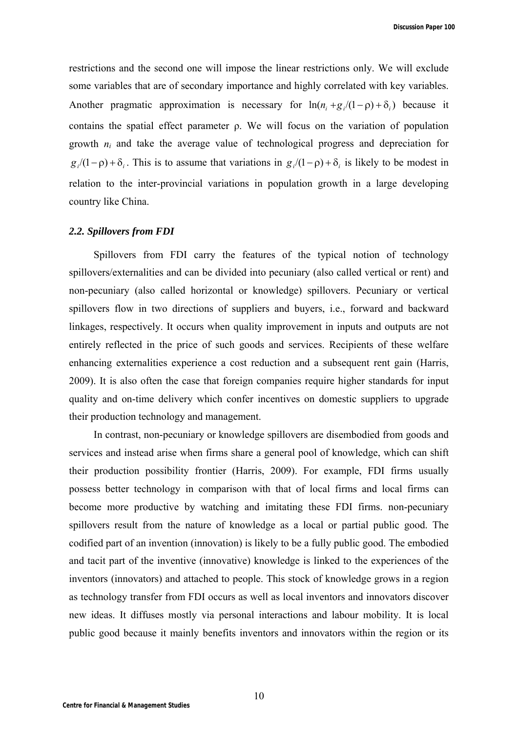restrictions and the second one will impose the linear restrictions only. We will exclude some variables that are of secondary importance and highly correlated with key variables. Another pragmatic approximation is necessary for $\ln(n_i + g_i/(1-\rho) + \delta_i)$ because it contains the spatial effect parameter ρ. We will focus on the variation of population growth $n_i$ and take the average value of technological progress and depreciation for $g_i/(1-\rho) + \delta_i$. This is to assume that variations in $g_i/(1-\rho) + \delta_i$ is likely to be modest in relation to the inter-provincial variations in population growth in a large developing country like China.

### *2.2. Spillovers from FDI*

Spillovers from FDI carry the features of the typical notion of technology spillovers/externalities and can be divided into pecuniary (also called vertical or rent) and non-pecuniary (also called horizontal or knowledge) spillovers. Pecuniary or vertical spillovers flow in two directions of suppliers and buyers, i.e., forward and backward linkages, respectively. It occurs when quality improvement in inputs and outputs are not entirely reflected in the price of such goods and services. Recipients of these welfare enhancing externalities experience a cost reduction and a subsequent rent gain (Harris, 2009). It is also often the case that foreign companies require higher standards for input quality and on-time delivery which confer incentives on domestic suppliers to upgrade their production technology and management.

In contrast, non-pecuniary or knowledge spillovers are disembodied from goods and services and instead arise when firms share a general pool of knowledge, which can shift their production possibility frontier (Harris, 2009). For example, FDI firms usually possess better technology in comparison with that of local firms and local firms can become more productive by watching and imitating these FDI firms. non-pecuniary spillovers result from the nature of knowledge as a local or partial public good. The codified part of an invention (innovation) is likely to be a fully public good. The embodied and tacit part of the inventive (innovative) knowledge is linked to the experiences of the inventors (innovators) and attached to people. This stock of knowledge grows in a region as technology transfer from FDI occurs as well as local inventors and innovators discover new ideas. It diffuses mostly via personal interactions and labour mobility. It is local public good because it mainly benefits inventors and innovators within the region or its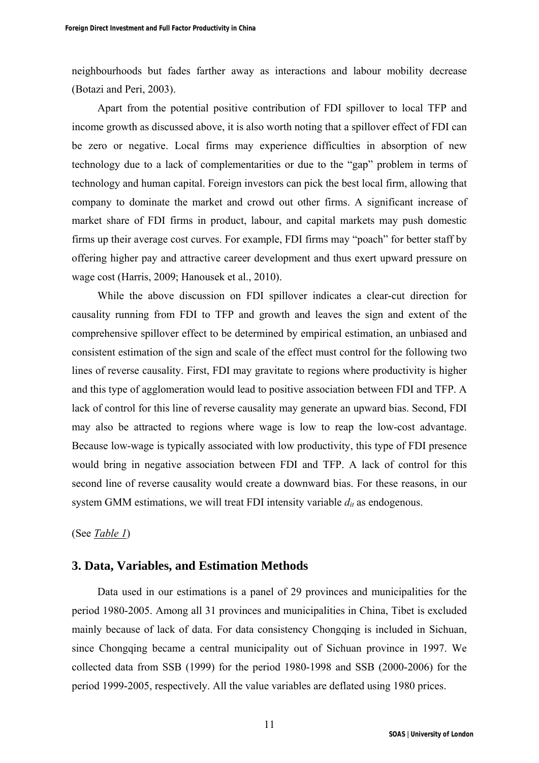neighbourhoods but fades farther away as interactions and labour mobility decrease (Botazi and Peri, 2003).

Apart from the potential positive contribution of FDI spillover to local TFP and income growth as discussed above, it is also worth noting that a spillover effect of FDI can be zero or negative. Local firms may experience difficulties in absorption of new technology due to a lack of complementarities or due to the "gap" problem in terms of technology and human capital. Foreign investors can pick the best local firm, allowing that company to dominate the market and crowd out other firms. A significant increase of market share of FDI firms in product, labour, and capital markets may push domestic firms up their average cost curves. For example, FDI firms may "poach" for better staff by offering higher pay and attractive career development and thus exert upward pressure on wage cost (Harris, 2009; Hanousek et al., 2010).

While the above discussion on FDI spillover indicates a clear-cut direction for causality running from FDI to TFP and growth and leaves the sign and extent of the comprehensive spillover effect to be determined by empirical estimation, an unbiased and consistent estimation of the sign and scale of the effect must control for the following two lines of reverse causality. First, FDI may gravitate to regions where productivity is higher and this type of agglomeration would lead to positive association between FDI and TFP. A lack of control for this line of reverse causality may generate an upward bias. Second, FDI may also be attracted to regions where wage is low to reap the low-cost advantage. Because low-wage is typically associated with low productivity, this type of FDI presence would bring in negative association between FDI and TFP. A lack of control for this second line of reverse causality would create a downward bias. For these reasons, in our system GMM estimations, we will treat FDI intensity variable $d_{it}$ as endogenous.

(See *Table 1*)

## 3. Data, Variables, and Estimation Methods

Data used in our estimations is a panel of 29 provinces and municipalities for the period 1980-2005. Among all 31 provinces and municipalities in China, Tibet is excluded mainly because of lack of data. For data consistency Chongqing is included in Sichuan, since Chongqing became a central municipality out of Sichuan province in 1997. We collected data from SSB (1999) for the period 1980-1998 and SSB (2000-2006) for the period 1999-2005, respectively. All the value variables are deflated using 1980 prices.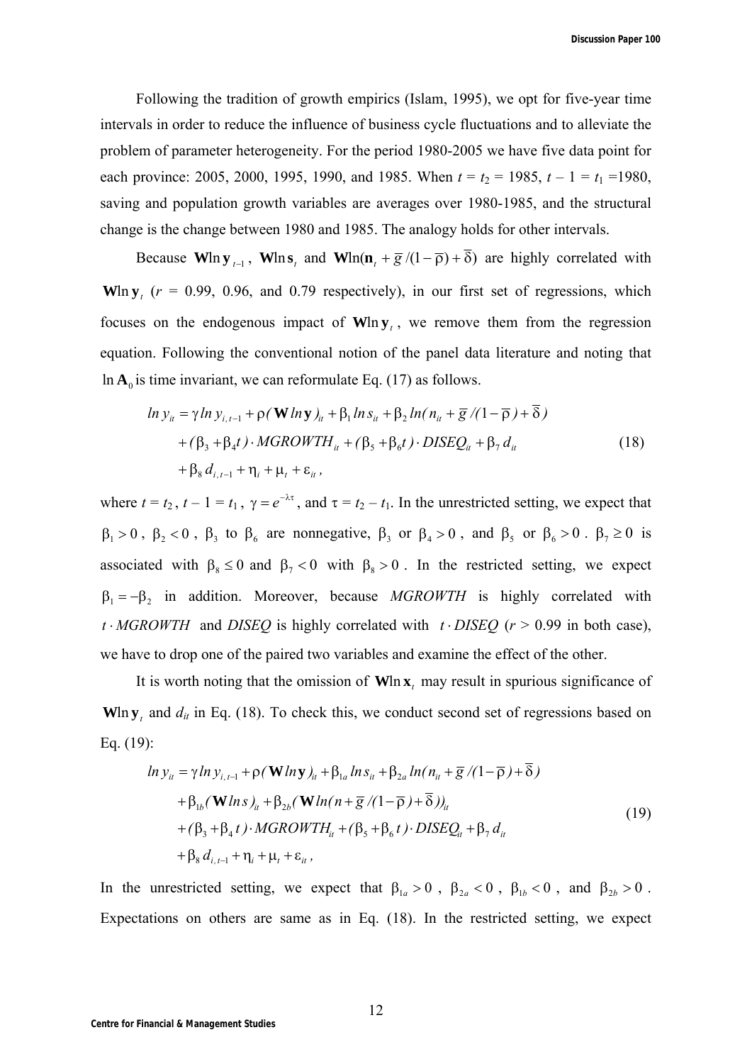Following the tradition of growth empirics (Islam, 1995), we opt for five-year time intervals in order to reduce the influence of business cycle fluctuations and to alleviate the problem of parameter heterogeneity. For the period 1980-2005 we have five data point for each province: 2005, 2000, 1995, 1990, and 1985. When $t = t_2 = 1985$, $t - 1 = t_1 = 1980$, saving and population growth variables are averages over 1980-1985, and the structural change is the change between 1980 and 1985. The analogy holds for other intervals.

Because $\mathbf{W}\ln\mathbf{y}_{t-1}$, $\mathbf{W}\ln\mathbf{s}_t$ and $\mathbf{W}\ln(\mathbf{n}_t + \bar{g}/(1-\bar{\rho}) + \bar{\delta})$ are highly correlated with $\mathbf{W}\ln\mathbf{y}_t$ ($r$ = 0.99, 0.96, and 0.79 respectively), in our first set of regressions, which focuses on the endogenous impact of $\mathbf{W}\ln\mathbf{y}_t$, we remove them from the regression equation. Following the conventional notion of the panel data literature and noting that $\ln\mathbf{A}_0$ is time invariant, we can reformulate Eq. (17) as follows.

$$
\begin{aligned}
ln\, y_{it} &= \gamma\, ln\, y_{i,t-1} + \rho(\mathbf{W}\, ln\, \mathbf{y})_{it} + \beta_1\, ln\, s_{it} + \beta_2\, ln(n_{it} + \bar{g}/(1-\bar{\rho}) + \bar{\delta}) \\
&+ (\beta_3 + \beta_4 t) \cdot MGROWTH_{it} + (\beta_5 + \beta_6 t) \cdot DISEQ_{it} + \beta_7\, d_{it} \\
&+ \beta_8\, d_{i,t-1} + \eta_i + \mu_t + \varepsilon_{it},
\end{aligned}
\tag{18}
$$

where $t = t_2$, $t - 1 = t_1$, $\gamma = e^{-\lambda\tau}$, and $\tau = t_2 - t_1$. In the unrestricted setting, we expect that $\beta_1 > 0$, $\beta_2 < 0$, $\beta_3$ to $\beta_6$ are nonnegative, $\beta_3$ or $\beta_4 > 0$, and $\beta_5$ or $\beta_6 > 0$. $\beta_7 \geq 0$ is associated with $\beta_8 \leq 0$ and $\beta_7 < 0$ with $\beta_8 > 0$. In the restricted setting, we expect $\beta_1 = -\beta_2$ in addition. Moreover, because *MGROWTH* is highly correlated with $t \cdot MGROWTH$ and *DISEQ* is highly correlated with $t \cdot DISEQ$ ($r > 0.99$ in both case), we have to drop one of the paired two variables and examine the effect of the other.

It is worth noting that the omission of $\mathbf{W}\ln\mathbf{x}_t$ may result in spurious significance of $\mathbf{W}\ln\mathbf{y}_t$ and $d_{it}$ in Eq. (18). To check this, we conduct second set of regressions based on Eq. (19):

$$
\begin{aligned}
ln\, y_{it} &= \gamma\, ln\, y_{i,t-1} + \rho(\mathbf{W}\, ln\, \mathbf{y})_{it} + \beta_{1a}\, ln\, s_{it} + \beta_{2a}\, ln(n_{it} + \bar{g}/(1-\bar{\rho}) + \bar{\delta}) \\
&+ \beta_{1b}(\mathbf{W}\, ln\, s)_{it} + \beta_{2b}(\mathbf{W}\, ln(n + \bar{g}/(1-\bar{\rho}) + \bar{\delta}))_{it} \\
&+ (\beta_3 + \beta_4 t) \cdot MGROWTH_{it} + (\beta_5 + \beta_6 t) \cdot DISEQ_{it} + \beta_7\, d_{it} \\
&+ \beta_8\, d_{i,t-1} + \eta_i + \mu_t + \varepsilon_{it},
\end{aligned}
\tag{19}
$$

In the unrestricted setting, we expect that $\beta_{1a} > 0$, $\beta_{2a} < 0$, $\beta_{1b} < 0$, and $\beta_{2b} > 0$. Expectations on others are same as in Eq. (18). In the restricted setting, we expect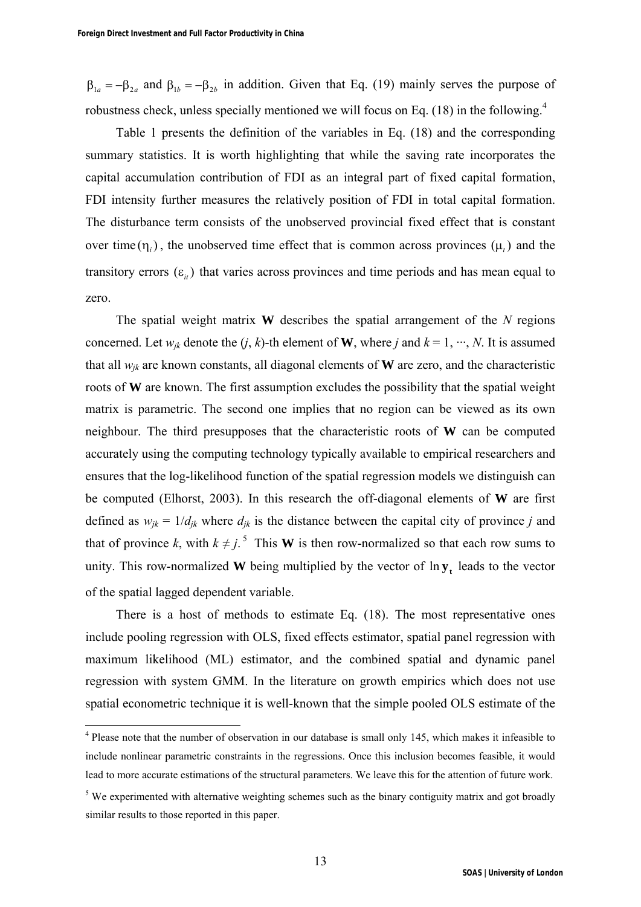$\beta_{1a} = -\beta_{2a}$ and $\beta_{1b} = -\beta_{2b}$ in addition. Given that Eq. (19) mainly serves the purpose of robustness check, unless specially mentioned we will focus on Eq. (18) in the following.[4]

Table 1 presents the definition of the variables in Eq. (18) and the corresponding summary statistics. It is worth highlighting that while the saving rate incorporates the capital accumulation contribution of FDI as an integral part of fixed capital formation, FDI intensity further measures the relatively position of FDI in total capital formation. The disturbance term consists of the unobserved provincial fixed effect that is constant over time $(\eta_i)$, the unobserved time effect that is common across provinces $(\mu_t)$ and the transitory errors $(\varepsilon_{it})$ that varies across provinces and time periods and has mean equal to zero.

The spatial weight matrix **W** describes the spatial arrangement of the $N$ regions concerned. Let $w_{jk}$ denote the $(j, k)$-th element of **W**, where $j$ and $k = 1, \cdots, N$. It is assumed that all $w_{jk}$ are known constants, all diagonal elements of **W** are zero, and the characteristic roots of **W** are known. The first assumption excludes the possibility that the spatial weight matrix is parametric. The second one implies that no region can be viewed as its own neighbour. The third presupposes that the characteristic roots of **W** can be computed accurately using the computing technology typically available to empirical researchers and ensures that the log-likelihood function of the spatial regression models we distinguish can be computed (Elhorst, 2003). In this research the off-diagonal elements of **W** are first defined as $w_{jk} = 1/d_{jk}$ where $d_{jk}$ is the distance between the capital city of province $j$ and that of province $k$, with $k \neq j$.[5] This **W** is then row-normalized so that each row sums to unity. This row-normalized **W** being multiplied by the vector of $\ln \mathbf{y}_t$ leads to the vector of the spatial lagged dependent variable.

There is a host of methods to estimate Eq. (18). The most representative ones include pooling regression with OLS, fixed effects estimator, spatial panel regression with maximum likelihood (ML) estimator, and the combined spatial and dynamic panel regression with system GMM. In the literature on growth empirics which does not use spatial econometric technique it is well-known that the simple pooled OLS estimate of the

---

[4] Please note that the number of observation in our database is small only 145, which makes it infeasible to include nonlinear parametric constraints in the regressions. Once this inclusion becomes feasible, it would lead to more accurate estimations of the structural parameters. We leave this for the attention of future work.

[5] We experimented with alternative weighting schemes such as the binary contiguity matrix and got broadly similar results to those reported in this paper.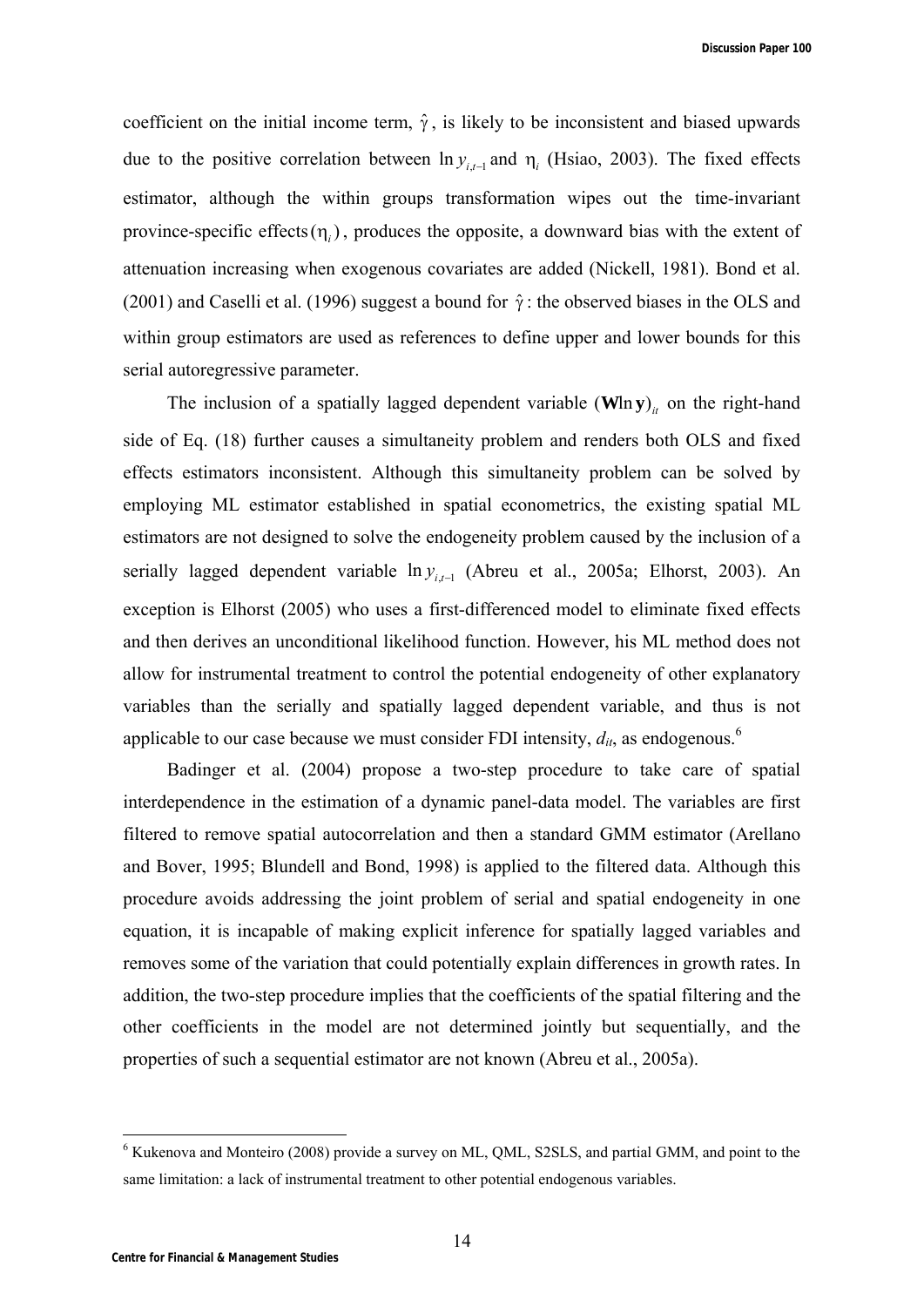coefficient on the initial income term, $\hat{\gamma}$, is likely to be inconsistent and biased upwards due to the positive correlation between $\ln y_{i,t-1}$ and $\eta_i$ (Hsiao, 2003). The fixed effects estimator, although the within groups transformation wipes out the time-invariant province-specific effects $(\eta_i)$, produces the opposite, a downward bias with the extent of attenuation increasing when exogenous covariates are added (Nickell, 1981). Bond et al. (2001) and Caselli et al. (1996) suggest a bound for $\hat{\gamma}$: the observed biases in the OLS and within group estimators are used as references to define upper and lower bounds for this serial autoregressive parameter.

The inclusion of a spatially lagged dependent variable $(\mathbf{W}\ln \mathbf{y})_{it}$ on the right-hand side of Eq. (18) further causes a simultaneity problem and renders both OLS and fixed effects estimators inconsistent. Although this simultaneity problem can be solved by employing ML estimator established in spatial econometrics, the existing spatial ML estimators are not designed to solve the endogeneity problem caused by the inclusion of a serially lagged dependent variable $\ln y_{i,t-1}$ (Abreu et al., 2005a; Elhorst, 2003). An exception is Elhorst (2005) who uses a first-differenced model to eliminate fixed effects and then derives an unconditional likelihood function. However, his ML method does not allow for instrumental treatment to control the potential endogeneity of other explanatory variables than the serially and spatially lagged dependent variable, and thus is not applicable to our case because we must consider FDI intensity, $d_{it}$, as endogenous.[6]

Badinger et al. (2004) propose a two-step procedure to take care of spatial interdependence in the estimation of a dynamic panel-data model. The variables are first filtered to remove spatial autocorrelation and then a standard GMM estimator (Arellano and Bover, 1995; Blundell and Bond, 1998) is applied to the filtered data. Although this procedure avoids addressing the joint problem of serial and spatial endogeneity in one equation, it is incapable of making explicit inference for spatially lagged variables and removes some of the variation that could potentially explain differences in growth rates. In addition, the two-step procedure implies that the coefficients of the spatial filtering and the other coefficients in the model are not determined jointly but sequentially, and the properties of such a sequential estimator are not known (Abreu et al., 2005a).

[6] Kukenova and Monteiro (2008) provide a survey on ML, QML, S2SLS, and partial GMM, and point to the same limitation: a lack of instrumental treatment to other potential endogenous variables.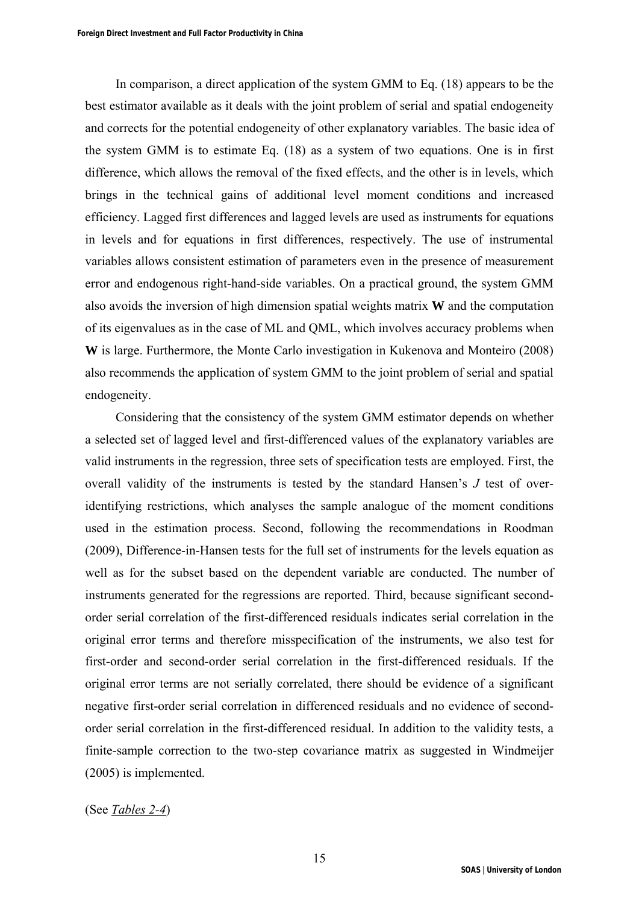In comparison, a direct application of the system GMM to Eq. (18) appears to be the best estimator available as it deals with the joint problem of serial and spatial endogeneity and corrects for the potential endogeneity of other explanatory variables. The basic idea of the system GMM is to estimate Eq. (18) as a system of two equations. One is in first difference, which allows the removal of the fixed effects, and the other is in levels, which brings in the technical gains of additional level moment conditions and increased efficiency. Lagged first differences and lagged levels are used as instruments for equations in levels and for equations in first differences, respectively. The use of instrumental variables allows consistent estimation of parameters even in the presence of measurement error and endogenous right-hand-side variables. On a practical ground, the system GMM also avoids the inversion of high dimension spatial weights matrix **W** and the computation of its eigenvalues as in the case of ML and QML, which involves accuracy problems when **W** is large. Furthermore, the Monte Carlo investigation in Kukenova and Monteiro (2008) also recommends the application of system GMM to the joint problem of serial and spatial endogeneity.

Considering that the consistency of the system GMM estimator depends on whether a selected set of lagged level and first-differenced values of the explanatory variables are valid instruments in the regression, three sets of specification tests are employed. First, the overall validity of the instruments is tested by the standard Hansen's $J$ test of over-identifying restrictions, which analyses the sample analogue of the moment conditions used in the estimation process. Second, following the recommendations in Roodman (2009), Difference-in-Hansen tests for the full set of instruments for the levels equation as well as for the subset based on the dependent variable are conducted. The number of instruments generated for the regressions are reported. Third, because significant second-order serial correlation of the first-differenced residuals indicates serial correlation in the original error terms and therefore misspecification of the instruments, we also test for first-order and second-order serial correlation in the first-differenced residuals. If the original error terms are not serially correlated, there should be evidence of a significant negative first-order serial correlation in differenced residuals and no evidence of second-order serial correlation in the first-differenced residual. In addition to the validity tests, a finite-sample correction to the two-step covariance matrix as suggested in Windmeijer (2005) is implemented.

(See *Tables 2-4*)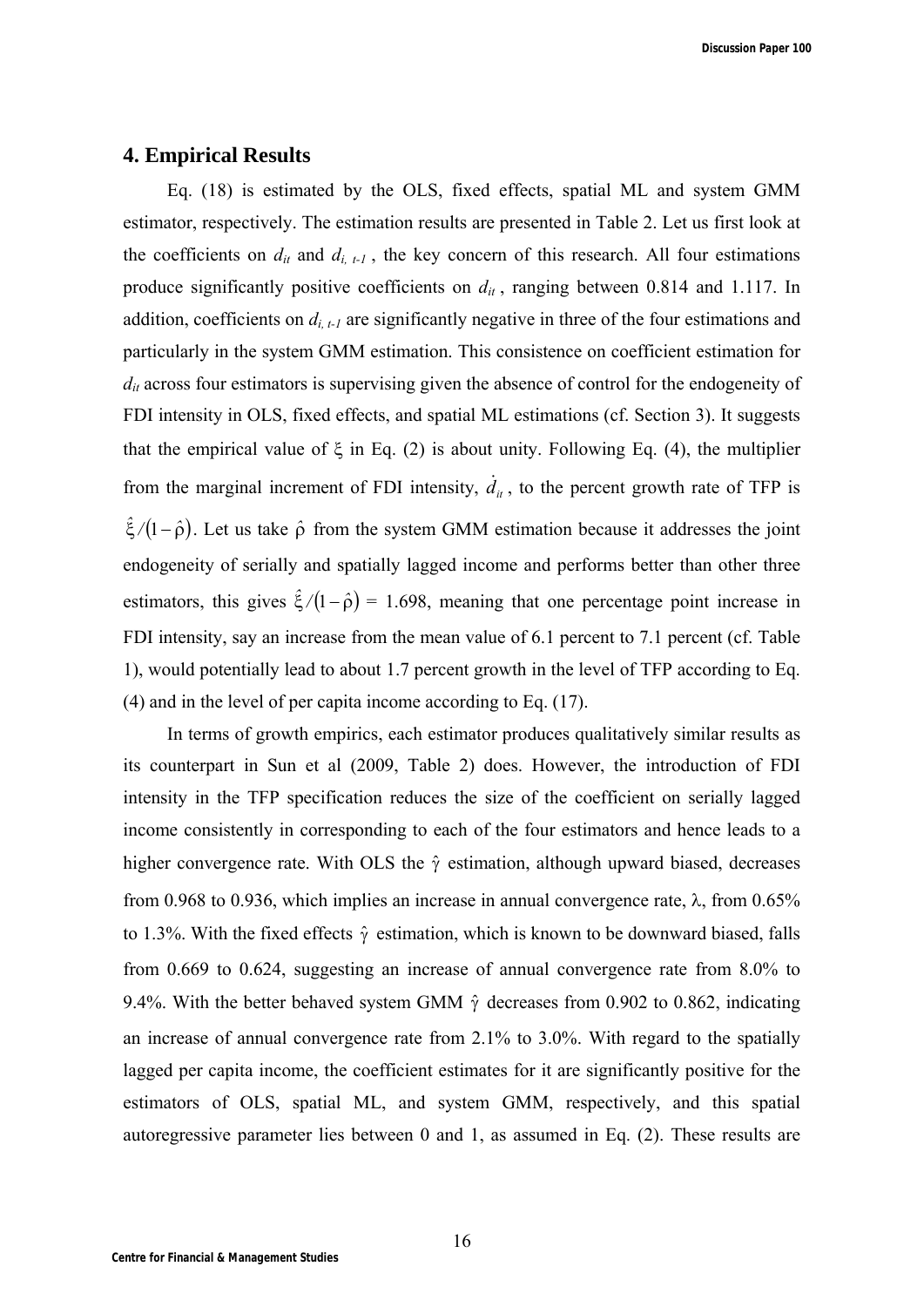## 4. Empirical Results

Eq. (18) is estimated by the OLS, fixed effects, spatial ML and system GMM estimator, respectively. The estimation results are presented in Table 2. Let us first look at the coefficients on $d_{it}$ and $d_{i,\,t-1}$ , the key concern of this research. All four estimations produce significantly positive coefficients on $d_{it}$ , ranging between 0.814 and 1.117. In addition, coefficients on $d_{i,\,t-1}$ are significantly negative in three of the four estimations and particularly in the system GMM estimation. This consistence on coefficient estimation for $d_{it}$ across four estimators is supervising given the absence of control for the endogeneity of FDI intensity in OLS, fixed effects, and spatial ML estimations (cf. Section 3). It suggests that the empirical value of $\xi$ in Eq. (2) is about unity. Following Eq. (4), the multiplier from the marginal increment of FDI intensity, $\dot{d}_{it}$ , to the percent growth rate of TFP is $\hat{\xi}/(1-\hat{\rho})$. Let us take $\hat{\rho}$ from the system GMM estimation because it addresses the joint endogeneity of serially and spatially lagged income and performs better than other three estimators, this gives $\hat{\xi}/(1-\hat{\rho})$ = 1.698, meaning that one percentage point increase in FDI intensity, say an increase from the mean value of 6.1 percent to 7.1 percent (cf. Table 1), would potentially lead to about 1.7 percent growth in the level of TFP according to Eq. (4) and in the level of per capita income according to Eq. (17).

In terms of growth empirics, each estimator produces qualitatively similar results as its counterpart in Sun et al (2009, Table 2) does. However, the introduction of FDI intensity in the TFP specification reduces the size of the coefficient on serially lagged income consistently in corresponding to each of the four estimators and hence leads to a higher convergence rate. With OLS the $\hat{\gamma}$ estimation, although upward biased, decreases from 0.968 to 0.936, which implies an increase in annual convergence rate, $\lambda$, from 0.65% to 1.3%. With the fixed effects $\hat{\gamma}$ estimation, which is known to be downward biased, falls from 0.669 to 0.624, suggesting an increase of annual convergence rate from 8.0% to 9.4%. With the better behaved system GMM $\hat{\gamma}$ decreases from 0.902 to 0.862, indicating an increase of annual convergence rate from 2.1% to 3.0%. With regard to the spatially lagged per capita income, the coefficient estimates for it are significantly positive for the estimators of OLS, spatial ML, and system GMM, respectively, and this spatial autoregressive parameter lies between 0 and 1, as assumed in Eq. (2). These results are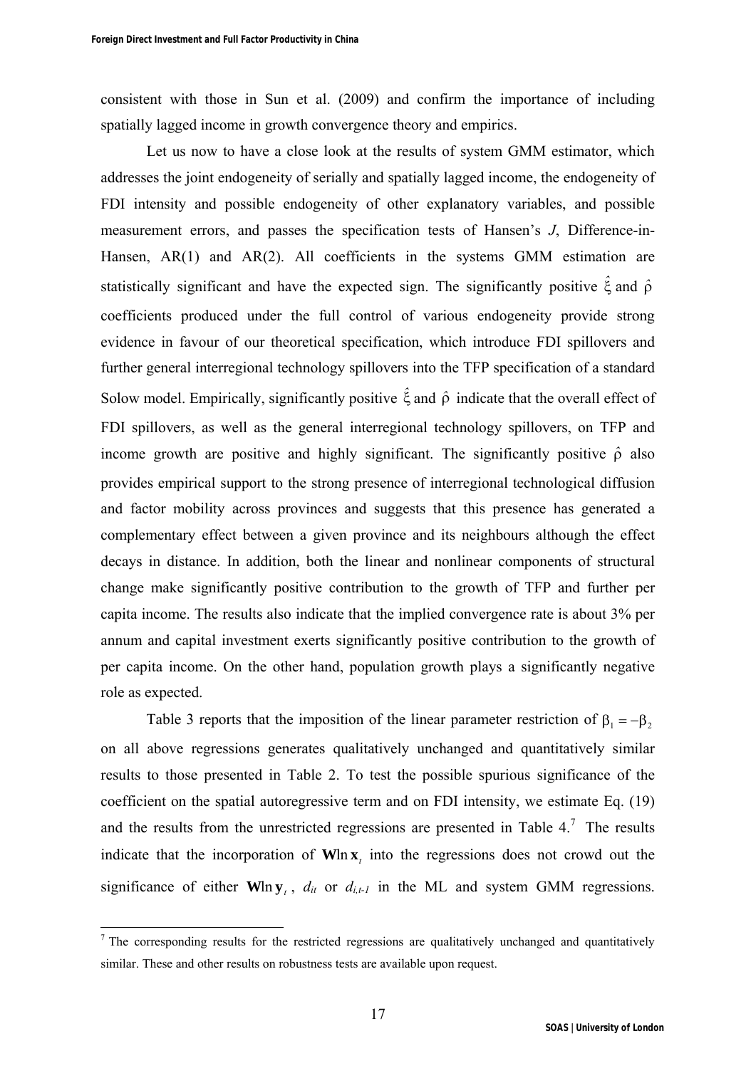consistent with those in Sun et al. (2009) and confirm the importance of including spatially lagged income in growth convergence theory and empirics.

Let us now to have a close look at the results of system GMM estimator, which addresses the joint endogeneity of serially and spatially lagged income, the endogeneity of FDI intensity and possible endogeneity of other explanatory variables, and possible measurement errors, and passes the specification tests of Hansen's *J*, Difference-in-Hansen, AR(1) and AR(2). All coefficients in the systems GMM estimation are statistically significant and have the expected sign. The significantly positive $\hat{\xi}$ and $\hat{\rho}$ coefficients produced under the full control of various endogeneity provide strong evidence in favour of our theoretical specification, which introduce FDI spillovers and further general interregional technology spillovers into the TFP specification of a standard Solow model. Empirically, significantly positive $\hat{\xi}$ and $\hat{\rho}$ indicate that the overall effect of FDI spillovers, as well as the general interregional technology spillovers, on TFP and income growth are positive and highly significant. The significantly positive $\hat{\rho}$ also provides empirical support to the strong presence of interregional technological diffusion and factor mobility across provinces and suggests that this presence has generated a complementary effect between a given province and its neighbours although the effect decays in distance. In addition, both the linear and nonlinear components of structural change make significantly positive contribution to the growth of TFP and further per capita income. The results also indicate that the implied convergence rate is about 3% per annum and capital investment exerts significantly positive contribution to the growth of per capita income. On the other hand, population growth plays a significantly negative role as expected.

Table 3 reports that the imposition of the linear parameter restriction of $\beta_1 = -\beta_2$ on all above regressions generates qualitatively unchanged and quantitatively similar results to those presented in Table 2. To test the possible spurious significance of the coefficient on the spatial autoregressive term and on FDI intensity, we estimate Eq. (19) and the results from the unrestricted regressions are presented in Table 4.[7] The results indicate that the incorporation of $\mathbf{W}\ln\mathbf{x}_t$ into the regressions does not crowd out the significance of either $\mathbf{W}\ln\mathbf{y}_t$, $d_{it}$ or $d_{i,t-1}$ in the ML and system GMM regressions.

[7] The corresponding results for the restricted regressions are qualitatively unchanged and quantitatively similar. These and other results on robustness tests are available upon request.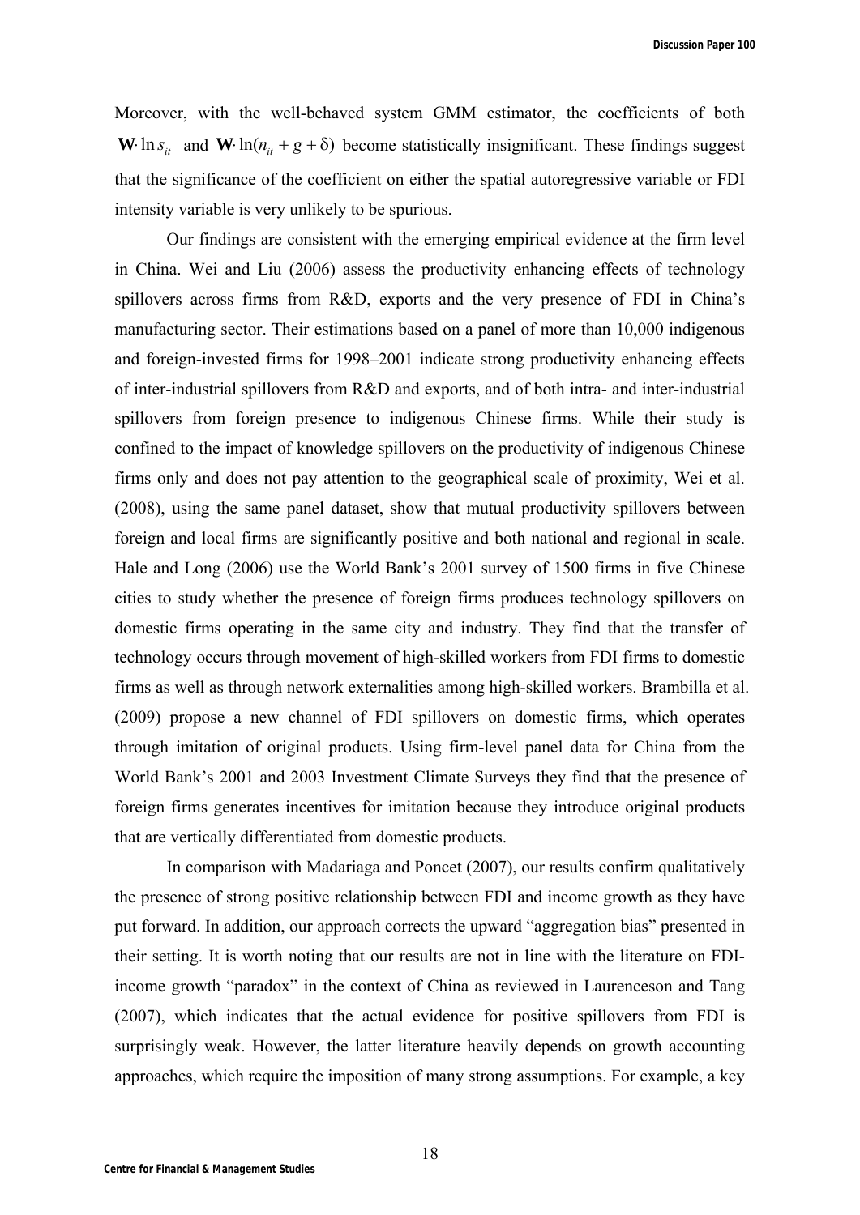Moreover, with the well-behaved system GMM estimator, the coefficients of both $\mathbf{W} \cdot \ln s_{it}$ and $\mathbf{W} \cdot \ln(n_{it} + g + \delta)$ become statistically insignificant. These findings suggest that the significance of the coefficient on either the spatial autoregressive variable or FDI intensity variable is very unlikely to be spurious.

Our findings are consistent with the emerging empirical evidence at the firm level in China. Wei and Liu (2006) assess the productivity enhancing effects of technology spillovers across firms from R&D, exports and the very presence of FDI in China's manufacturing sector. Their estimations based on a panel of more than 10,000 indigenous and foreign-invested firms for 1998–2001 indicate strong productivity enhancing effects of inter-industrial spillovers from R&D and exports, and of both intra- and inter-industrial spillovers from foreign presence to indigenous Chinese firms. While their study is confined to the impact of knowledge spillovers on the productivity of indigenous Chinese firms only and does not pay attention to the geographical scale of proximity, Wei et al. (2008), using the same panel dataset, show that mutual productivity spillovers between foreign and local firms are significantly positive and both national and regional in scale. Hale and Long (2006) use the World Bank's 2001 survey of 1500 firms in five Chinese cities to study whether the presence of foreign firms produces technology spillovers on domestic firms operating in the same city and industry. They find that the transfer of technology occurs through movement of high-skilled workers from FDI firms to domestic firms as well as through network externalities among high-skilled workers. Brambilla et al. (2009) propose a new channel of FDI spillovers on domestic firms, which operates through imitation of original products. Using firm-level panel data for China from the World Bank's 2001 and 2003 Investment Climate Surveys they find that the presence of foreign firms generates incentives for imitation because they introduce original products that are vertically differentiated from domestic products.

In comparison with Madariaga and Poncet (2007), our results confirm qualitatively the presence of strong positive relationship between FDI and income growth as they have put forward. In addition, our approach corrects the upward "aggregation bias" presented in their setting. It is worth noting that our results are not in line with the literature on FDI-income growth "paradox" in the context of China as reviewed in Laurenceson and Tang (2007), which indicates that the actual evidence for positive spillovers from FDI is surprisingly weak. However, the latter literature heavily depends on growth accounting approaches, which require the imposition of many strong assumptions. For example, a key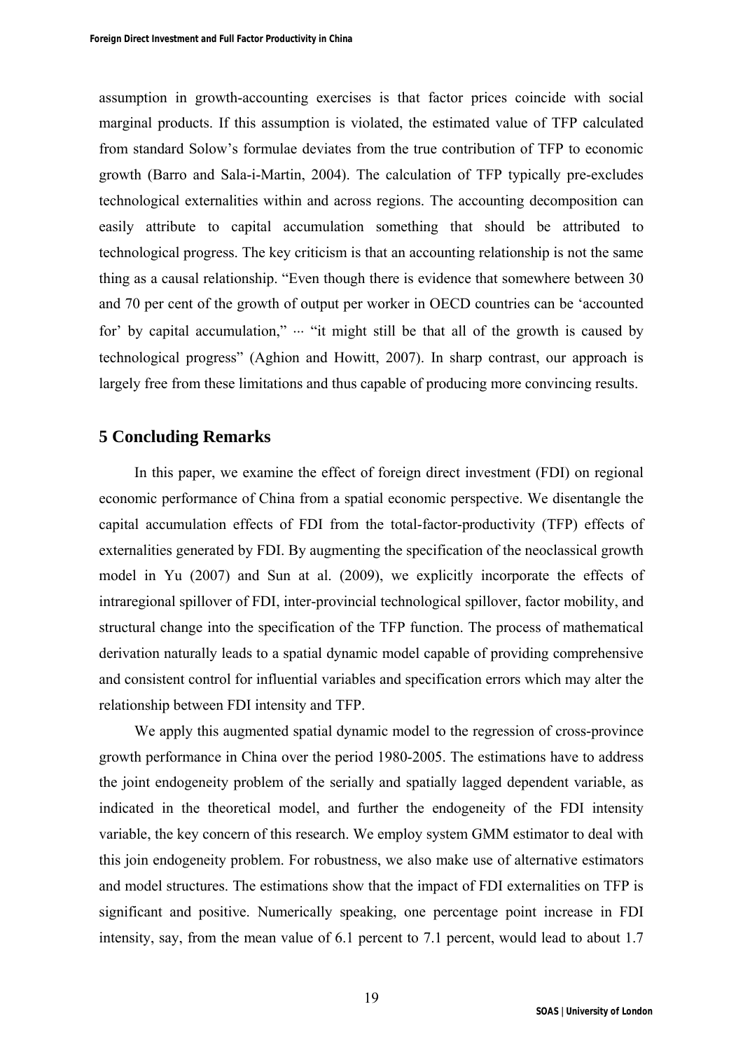assumption in growth-accounting exercises is that factor prices coincide with social marginal products. If this assumption is violated, the estimated value of TFP calculated from standard Solow's formulae deviates from the true contribution of TFP to economic growth (Barro and Sala-i-Martin, 2004). The calculation of TFP typically pre-excludes technological externalities within and across regions. The accounting decomposition can easily attribute to capital accumulation something that should be attributed to technological progress. The key criticism is that an accounting relationship is not the same thing as a causal relationship. "Even though there is evidence that somewhere between 30 and 70 per cent of the growth of output per worker in OECD countries can be 'accounted for' by capital accumulation," ··· "it might still be that all of the growth is caused by technological progress" (Aghion and Howitt, 2007). In sharp contrast, our approach is largely free from these limitations and thus capable of producing more convincing results.

## 5 Concluding Remarks

In this paper, we examine the effect of foreign direct investment (FDI) on regional economic performance of China from a spatial economic perspective. We disentangle the capital accumulation effects of FDI from the total-factor-productivity (TFP) effects of externalities generated by FDI. By augmenting the specification of the neoclassical growth model in Yu (2007) and Sun at al. (2009), we explicitly incorporate the effects of intraregional spillover of FDI, inter-provincial technological spillover, factor mobility, and structural change into the specification of the TFP function. The process of mathematical derivation naturally leads to a spatial dynamic model capable of providing comprehensive and consistent control for influential variables and specification errors which may alter the relationship between FDI intensity and TFP.

We apply this augmented spatial dynamic model to the regression of cross-province growth performance in China over the period 1980-2005. The estimations have to address the joint endogeneity problem of the serially and spatially lagged dependent variable, as indicated in the theoretical model, and further the endogeneity of the FDI intensity variable, the key concern of this research. We employ system GMM estimator to deal with this join endogeneity problem. For robustness, we also make use of alternative estimators and model structures. The estimations show that the impact of FDI externalities on TFP is significant and positive. Numerically speaking, one percentage point increase in FDI intensity, say, from the mean value of 6.1 percent to 7.1 percent, would lead to about 1.7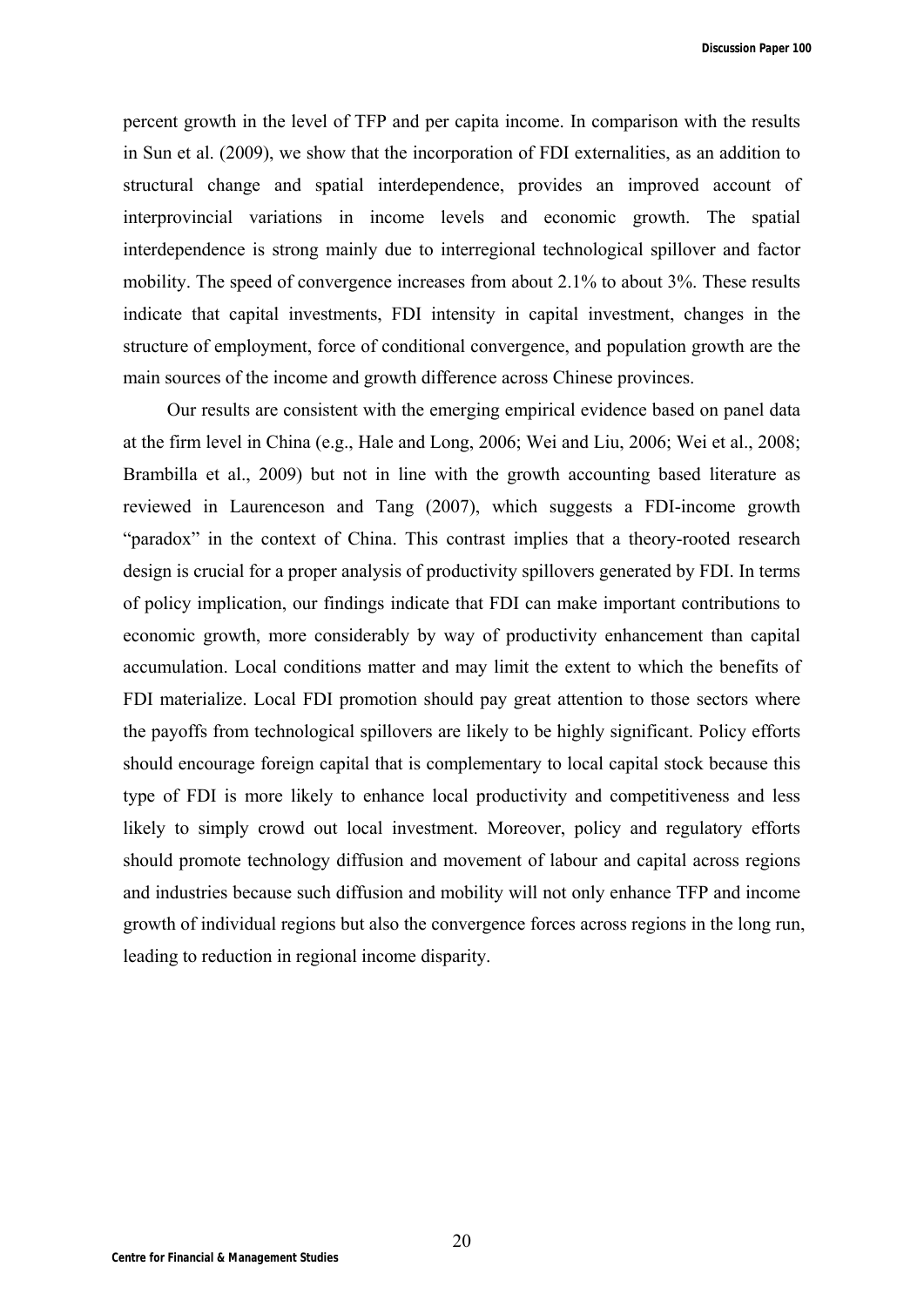percent growth in the level of TFP and per capita income. In comparison with the results in Sun et al. (2009), we show that the incorporation of FDI externalities, as an addition to structural change and spatial interdependence, provides an improved account of interprovincial variations in income levels and economic growth. The spatial interdependence is strong mainly due to interregional technological spillover and factor mobility. The speed of convergence increases from about 2.1% to about 3%. These results indicate that capital investments, FDI intensity in capital investment, changes in the structure of employment, force of conditional convergence, and population growth are the main sources of the income and growth difference across Chinese provinces.

Our results are consistent with the emerging empirical evidence based on panel data at the firm level in China (e.g., Hale and Long, 2006; Wei and Liu, 2006; Wei et al., 2008; Brambilla et al., 2009) but not in line with the growth accounting based literature as reviewed in Laurenceson and Tang (2007), which suggests a FDI-income growth "paradox" in the context of China. This contrast implies that a theory-rooted research design is crucial for a proper analysis of productivity spillovers generated by FDI. In terms of policy implication, our findings indicate that FDI can make important contributions to economic growth, more considerably by way of productivity enhancement than capital accumulation. Local conditions matter and may limit the extent to which the benefits of FDI materialize. Local FDI promotion should pay great attention to those sectors where the payoffs from technological spillovers are likely to be highly significant. Policy efforts should encourage foreign capital that is complementary to local capital stock because this type of FDI is more likely to enhance local productivity and competitiveness and less likely to simply crowd out local investment. Moreover, policy and regulatory efforts should promote technology diffusion and movement of labour and capital across regions and industries because such diffusion and mobility will not only enhance TFP and income growth of individual regions but also the convergence forces across regions in the long run, leading to reduction in regional income disparity.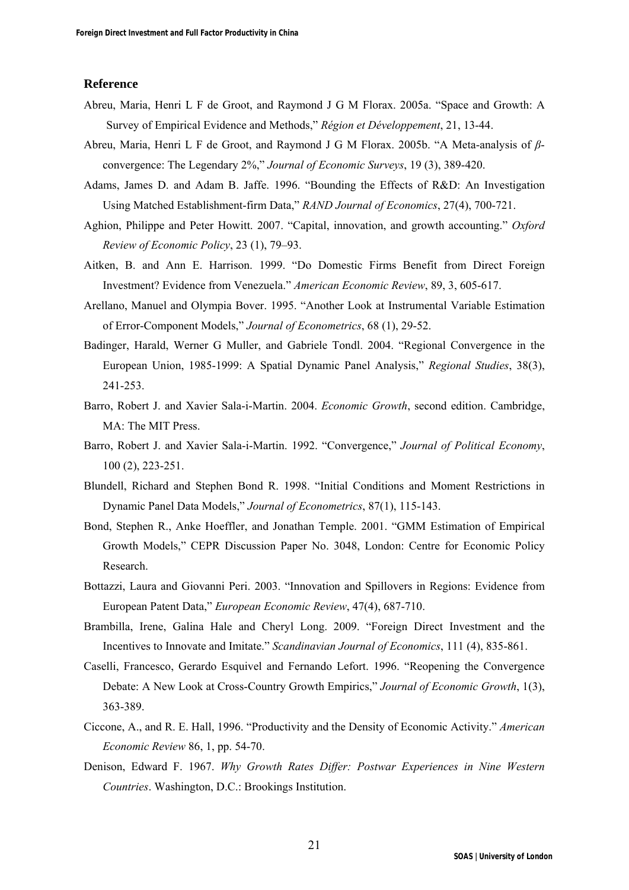## Reference

Abreu, Maria, Henri L F de Groot, and Raymond J G M Florax. 2005a. "Space and Growth: A Survey of Empirical Evidence and Methods," *Région et Développement*, 21, 13-44.

Abreu, Maria, Henri L F de Groot, and Raymond J G M Florax. 2005b. "A Meta-analysis of $\beta$-convergence: The Legendary 2%," *Journal of Economic Surveys*, 19 (3), 389-420.

Adams, James D. and Adam B. Jaffe. 1996. "Bounding the Effects of R&D: An Investigation Using Matched Establishment-firm Data," *RAND Journal of Economics*, 27(4), 700-721.

Aghion, Philippe and Peter Howitt. 2007. "Capital, innovation, and growth accounting." *Oxford Review of Economic Policy*, 23 (1), 79–93.

Aitken, B. and Ann E. Harrison. 1999. "Do Domestic Firms Benefit from Direct Foreign Investment? Evidence from Venezuela." *American Economic Review*, 89, 3, 605-617.

Arellano, Manuel and Olympia Bover. 1995. "Another Look at Instrumental Variable Estimation of Error-Component Models," *Journal of Econometrics*, 68 (1), 29-52.

Badinger, Harald, Werner G Muller, and Gabriele Tondl. 2004. "Regional Convergence in the European Union, 1985-1999: A Spatial Dynamic Panel Analysis," *Regional Studies*, 38(3), 241-253.

Barro, Robert J. and Xavier Sala-i-Martin. 2004. *Economic Growth*, second edition. Cambridge, MA: The MIT Press.

Barro, Robert J. and Xavier Sala-i-Martin. 1992. "Convergence," *Journal of Political Economy*, 100 (2), 223-251.

Blundell, Richard and Stephen Bond R. 1998. "Initial Conditions and Moment Restrictions in Dynamic Panel Data Models," *Journal of Econometrics*, 87(1), 115-143.

Bond, Stephen R., Anke Hoeffler, and Jonathan Temple. 2001. "GMM Estimation of Empirical Growth Models," CEPR Discussion Paper No. 3048, London: Centre for Economic Policy Research.

Bottazzi, Laura and Giovanni Peri. 2003. "Innovation and Spillovers in Regions: Evidence from European Patent Data," *European Economic Review*, 47(4), 687-710.

Brambilla, Irene, Galina Hale and Cheryl Long. 2009. "Foreign Direct Investment and the Incentives to Innovate and Imitate." *Scandinavian Journal of Economics*, 111 (4), 835-861.

Caselli, Francesco, Gerardo Esquivel and Fernando Lefort. 1996. "Reopening the Convergence Debate: A New Look at Cross-Country Growth Empirics," *Journal of Economic Growth*, 1(3), 363-389.

Ciccone, A., and R. E. Hall, 1996. "Productivity and the Density of Economic Activity." *American Economic Review* 86, 1, pp. 54-70.

Denison, Edward F. 1967. *Why Growth Rates Differ: Postwar Experiences in Nine Western Countries*. Washington, D.C.: Brookings Institution.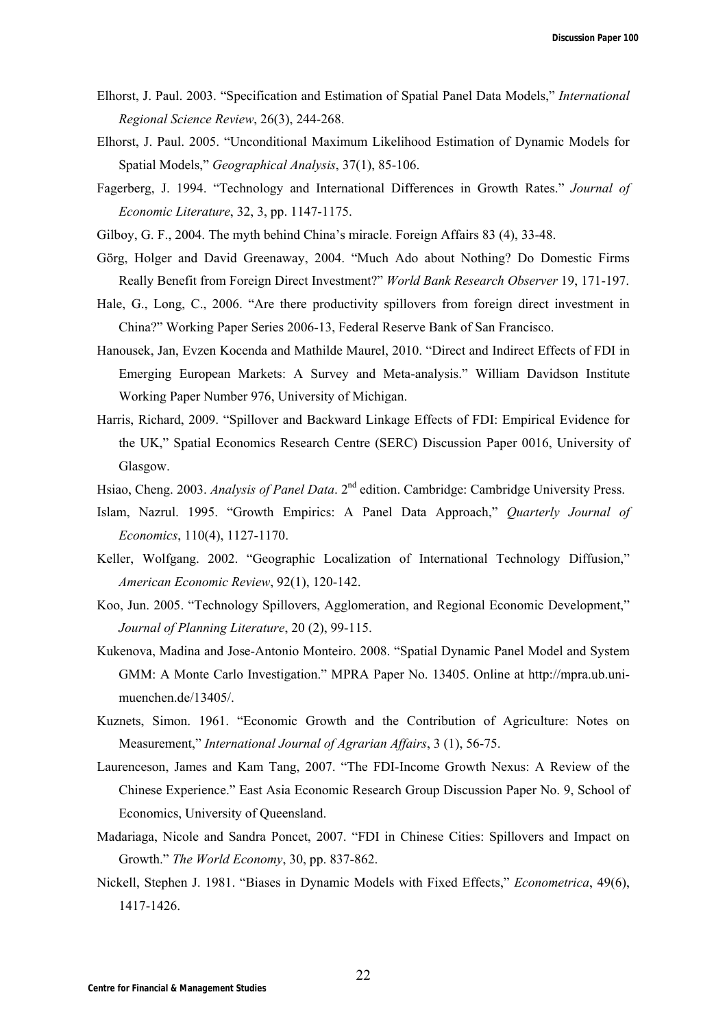Elhorst, J. Paul. 2003. "Specification and Estimation of Spatial Panel Data Models," *International Regional Science Review*, 26(3), 244-268.

Elhorst, J. Paul. 2005. "Unconditional Maximum Likelihood Estimation of Dynamic Models for Spatial Models," *Geographical Analysis*, 37(1), 85-106.

Fagerberg, J. 1994. "Technology and International Differences in Growth Rates." *Journal of Economic Literature*, 32, 3, pp. 1147-1175.

Gilboy, G. F., 2004. The myth behind China's miracle. Foreign Affairs 83 (4), 33-48.

Görg, Holger and David Greenaway, 2004. "Much Ado about Nothing? Do Domestic Firms Really Benefit from Foreign Direct Investment?" *World Bank Research Observer* 19, 171-197.

Hale, G., Long, C., 2006. "Are there productivity spillovers from foreign direct investment in China?" Working Paper Series 2006-13, Federal Reserve Bank of San Francisco.

Hanousek, Jan, Evzen Kocenda and Mathilde Maurel, 2010. "Direct and Indirect Effects of FDI in Emerging European Markets: A Survey and Meta-analysis." William Davidson Institute Working Paper Number 976, University of Michigan.

Harris, Richard, 2009. "Spillover and Backward Linkage Effects of FDI: Empirical Evidence for the UK," Spatial Economics Research Centre (SERC) Discussion Paper 0016, University of Glasgow.

Hsiao, Cheng. 2003. *Analysis of Panel Data*. 2nd edition. Cambridge: Cambridge University Press.

Islam, Nazrul. 1995. "Growth Empirics: A Panel Data Approach," *Quarterly Journal of Economics*, 110(4), 1127-1170.

Keller, Wolfgang. 2002. "Geographic Localization of International Technology Diffusion," *American Economic Review*, 92(1), 120-142.

Koo, Jun. 2005. "Technology Spillovers, Agglomeration, and Regional Economic Development," *Journal of Planning Literature*, 20 (2), 99-115.

Kukenova, Madina and Jose-Antonio Monteiro. 2008. "Spatial Dynamic Panel Model and System GMM: A Monte Carlo Investigation." MPRA Paper No. 13405. Online at http://mpra.ub.uni-muenchen.de/13405/.

Kuznets, Simon. 1961. "Economic Growth and the Contribution of Agriculture: Notes on Measurement," *International Journal of Agrarian Affairs*, 3 (1), 56-75.

Laurenceson, James and Kam Tang, 2007. "The FDI-Income Growth Nexus: A Review of the Chinese Experience." East Asia Economic Research Group Discussion Paper No. 9, School of Economics, University of Queensland.

Madariaga, Nicole and Sandra Poncet, 2007. "FDI in Chinese Cities: Spillovers and Impact on Growth." *The World Economy*, 30, pp. 837-862.

Nickell, Stephen J. 1981. "Biases in Dynamic Models with Fixed Effects," *Econometrica*, 49(6), 1417-1426.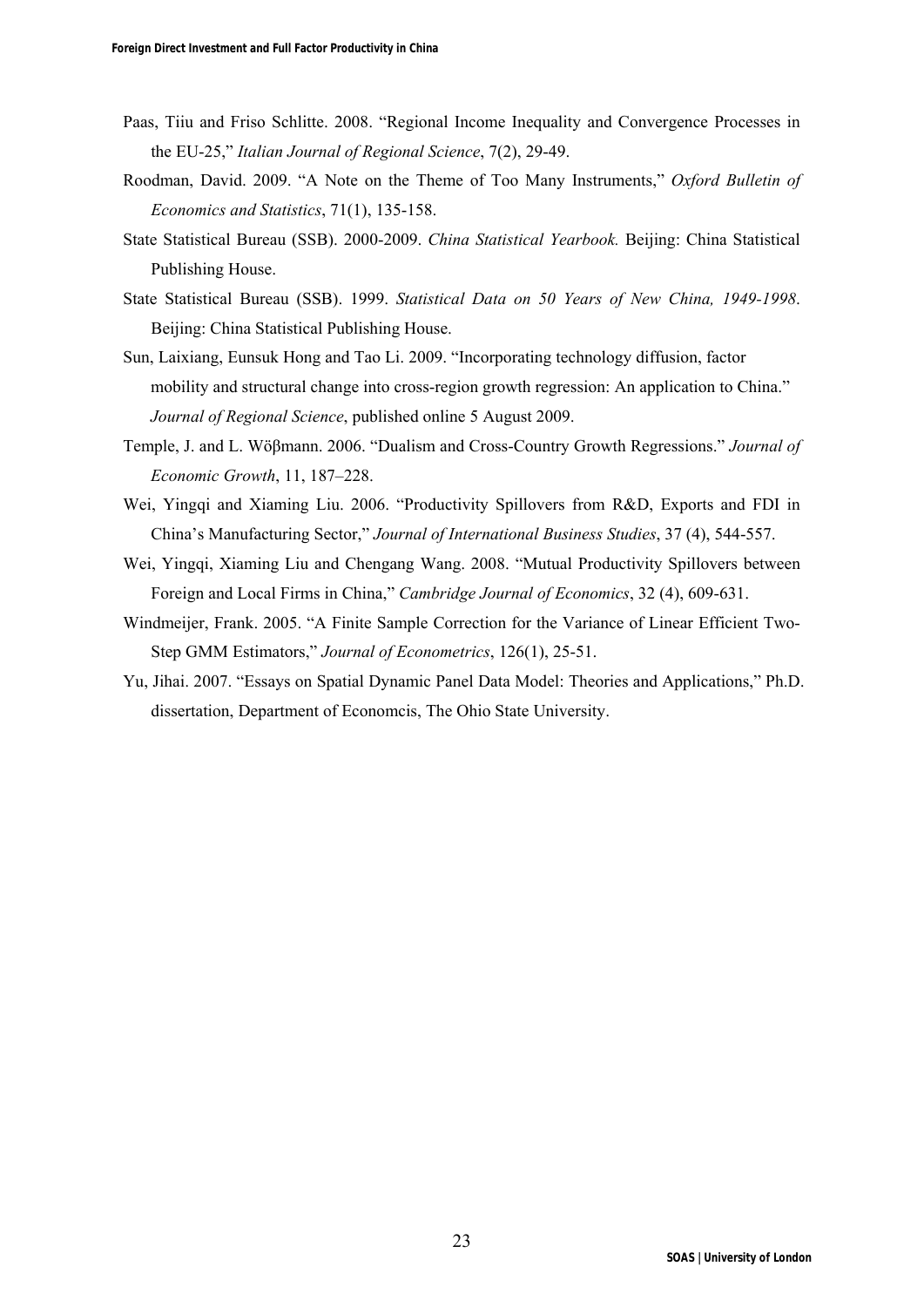Paas, Tiiu and Friso Schlitte. 2008. "Regional Income Inequality and Convergence Processes in the EU-25," *Italian Journal of Regional Science*, 7(2), 29-49.

Roodman, David. 2009. "A Note on the Theme of Too Many Instruments," *Oxford Bulletin of Economics and Statistics*, 71(1), 135-158.

State Statistical Bureau (SSB). 2000-2009. *China Statistical Yearbook.* Beijing: China Statistical Publishing House.

State Statistical Bureau (SSB). 1999. *Statistical Data on 50 Years of New China, 1949-1998*. Beijing: China Statistical Publishing House.

Sun, Laixiang, Eunsuk Hong and Tao Li. 2009. "Incorporating technology diffusion, factor mobility and structural change into cross-region growth regression: An application to China." *Journal of Regional Science*, published online 5 August 2009.

Temple, J. and L. Wöβmann. 2006. "Dualism and Cross-Country Growth Regressions." *Journal of Economic Growth*, 11, 187–228.

Wei, Yingqi and Xiaming Liu. 2006. "Productivity Spillovers from R&D, Exports and FDI in China's Manufacturing Sector," *Journal of International Business Studies*, 37 (4), 544-557.

Wei, Yingqi, Xiaming Liu and Chengang Wang. 2008. "Mutual Productivity Spillovers between Foreign and Local Firms in China," *Cambridge Journal of Economics*, 32 (4), 609-631.

Windmeijer, Frank. 2005. "A Finite Sample Correction for the Variance of Linear Efficient Two-Step GMM Estimators," *Journal of Econometrics*, 126(1), 25-51.

Yu, Jihai. 2007. "Essays on Spatial Dynamic Panel Data Model: Theories and Applications," Ph.D. dissertation, Department of Economcis, The Ohio State University.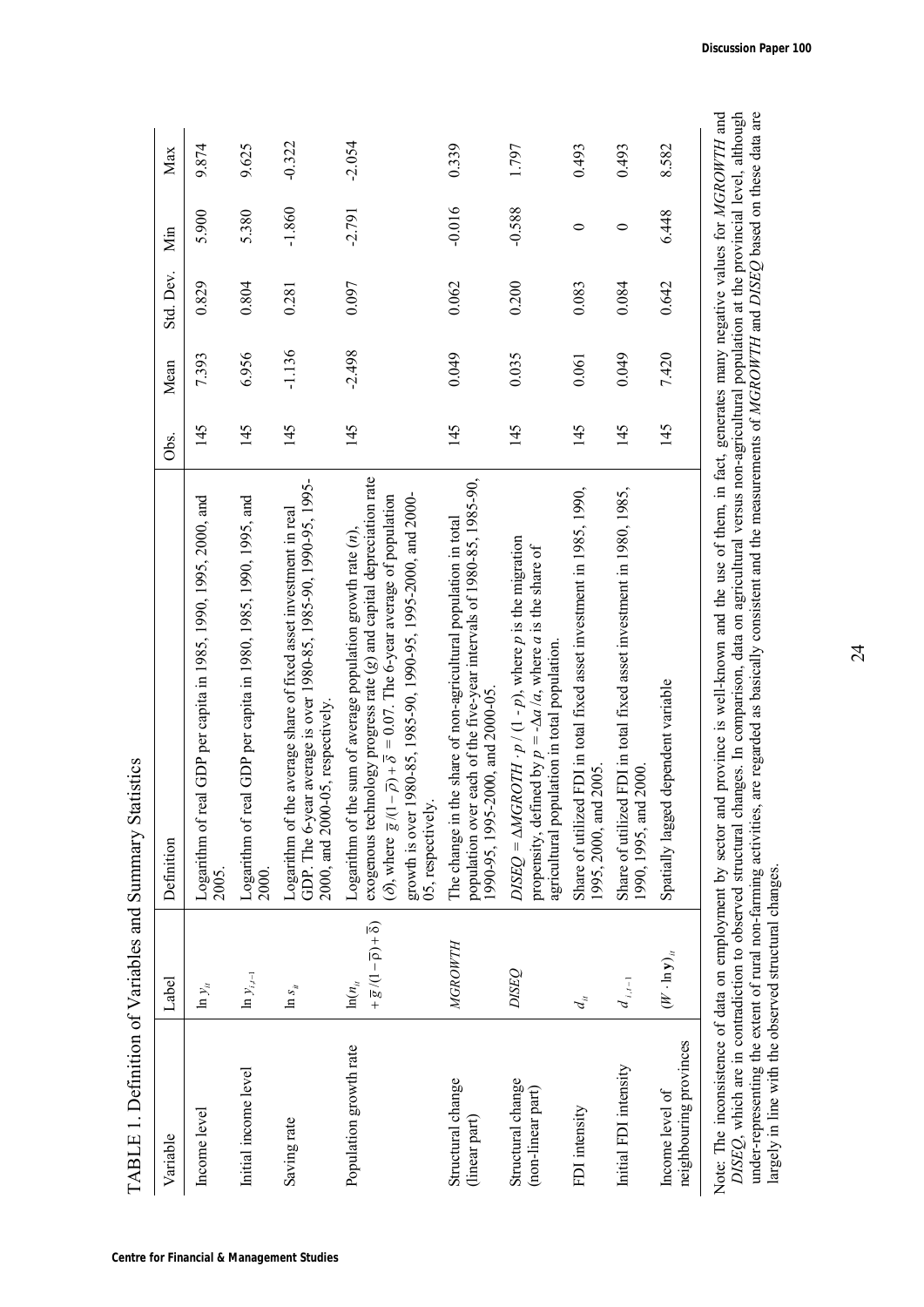TABLE 1. Definition of Variables and Summary Statistics

| Variable | Label | Definition | Obs. | Mean | Std. Dev. | Min | Max |
|---|---|---|---|---|---|---|---|
| Income level | $\ln y_{it}$ | Logarithm of real GDP per capita in 1985, 1990, 1995, 2000, and 2005. | 145 | 7.393 | 0.829 | 5.900 | 9.874 |
| Initial income level | $\ln y_{i,t-1}$ | Logarithm of real GDP per capita in 1980, 1985, 1990, 1995, and 2000. | 145 | 6.956 | 0.804 | 5.380 | 9.625 |
| Saving rate | $\ln s_{it}$ | Logarithm of the average share of fixed asset investment in real GDP. The 6-year average is over 1980-85, 1985-90, 1990-95, 1995-2000, and 2000-05, respectively. | 145 | -1.136 | 0.281 | -1.860 | -0.322 |
| Population growth rate | $\ln(n_{it} + \overline{g}/(1-\overline{\rho})+\overline{\delta})$ | Logarithm of the sum of average population growth rate ($n$), exogenous technology progress rate ($g$) and capital depreciation rate ($\delta$), where $\overline{g}/(1-\overline{\rho})+\overline{\delta} = 0.07$. The 6-year average of population growth is over 1980-85, 1985-90, 1990-95, 1995-2000, and 2000-05, respectively. | 145 | -2.498 | 0.097 | -2.791 | -2.054 |
| Structural change (linear part) | *MGROWTH* | The change in the share of non-agricultural population in total population over each of the five-year intervals of 1980-85, 1985-90, 1990-95, 1995-2000, and 2000-05. | 145 | 0.049 | 0.062 | -0.016 | 0.339 |
| Structural change (non-linear part) | *DISEQ* | $DISEQ = \Delta MGROTH \cdot p / (1 - p)$, where $p$ is the migration propensity, defined by $p = -\Delta a / a$, where $a$ is the share of agricultural population in total population. | 145 | 0.035 | 0.200 | -0.588 | 1.797 |
| FDI intensity | $d_{it}$ | Share of utilized FDI in total fixed asset investment in 1985, 1990, 1995, 2000, and 2005. | 145 | 0.061 | 0.083 | 0 | 0.493 |
| Initial FDI intensity | $d_{i,t-1}$ | Share of utilized FDI in total fixed asset investment in 1980, 1985, 1990, 1995, and 2000. | 145 | 0.049 | 0.084 | 0 | 0.493 |
| Income level of neighbouring provinces | $(W \cdot \ln \mathbf{y})_{it}$ | Spatially lagged dependent variable | 145 | 7.420 | 0.642 | 6.448 | 8.582 |

Note: The inconsistence of data on employment by sector and province is well-known and the use of them, in fact, generates many negative values for *MGROWTH* and *DISEQ*, which are in contradiction to observed structural changes. In comparison, data on agricultural versus non-agricultural population at the provincial level, although under-representing the extent of rural non-farming activities, are regarded as basically consistent and the measurements of *MGROWTH* and *DISEQ* based on these data are largely in line with the observed structural changes.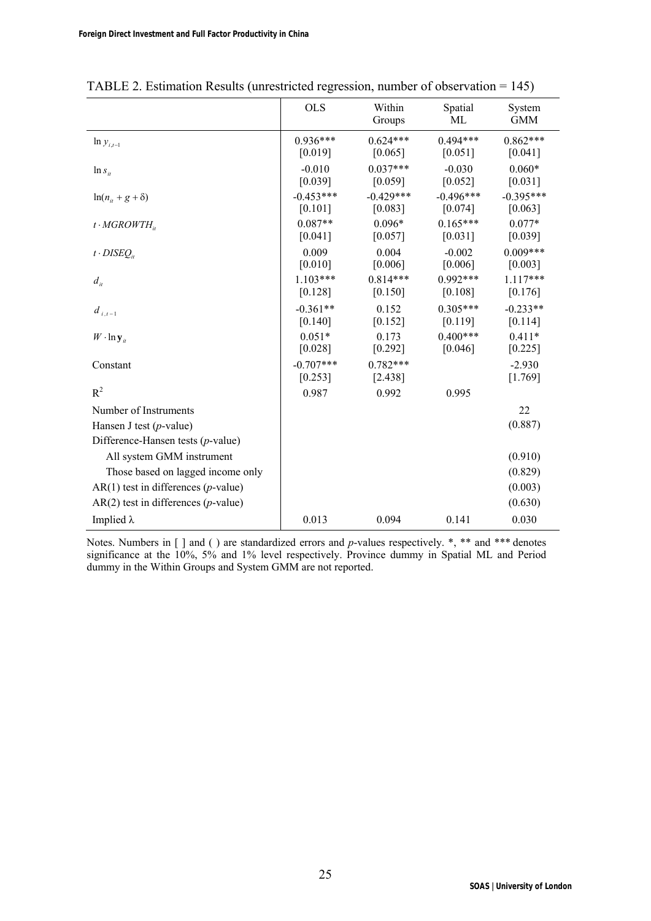TABLE 2. Estimation Results (unrestricted regression, number of observation = 145)

| | OLS | Within Groups | Spatial ML | System GMM |
|---|---|---|---|---|
| $\ln y_{i,t-1}$ | 0.936*** | 0.624*** | 0.494*** | 0.862*** |
| | [0.019] | [0.065] | [0.051] | [0.041] |
| $\ln s_{it}$ | -0.010 | 0.037*** | -0.030 | 0.060* |
| | [0.039] | [0.059] | [0.052] | [0.031] |
| $\ln(n_{it} + g + \delta)$ | -0.453*** | -0.429*** | -0.496*** | -0.395*** |
| | [0.101] | [0.083] | [0.074] | [0.063] |
| $t \cdot MGROWTH_{it}$ | 0.087** | 0.096* | 0.165*** | 0.077* |
| | [0.041] | [0.057] | [0.031] | [0.039] |
| $t \cdot DISEQ_{it}$ | 0.009 | 0.004 | -0.002 | 0.009*** |
| | [0.010] | [0.006] | [0.006] | [0.003] |
| $d_{it}$ | 1.103*** | 0.814*** | 0.992*** | 1.117*** |
| | [0.128] | [0.150] | [0.108] | [0.176] |
| $d_{i,t-1}$ | -0.361** | 0.152 | 0.305*** | -0.233** |
| | [0.140] | [0.152] | [0.119] | [0.114] |
| $W \cdot \ln \mathbf{y}_{it}$ | 0.051* | 0.173 | 0.400*** | 0.411* |
| | [0.028] | [0.292] | [0.046] | [0.225] |
| Constant | -0.707*** | 0.782*** | | -2.930 |
| | [0.253] | [2.438] | | [1.769] |
| $R^2$ | 0.987 | 0.992 | 0.995 | |
| Number of Instruments | | | | 22 |
| Hansen J test ($p$-value) | | | | (0.887) |
| Difference-Hansen tests ($p$-value) | | | | |
| All system GMM instrument | | | | (0.910) |
| Those based on lagged income only | | | | (0.829) |
| AR(1) test in differences ($p$-value) | | | | (0.003) |
| AR(2) test in differences ($p$-value) | | | | (0.630) |
| Implied $\lambda$ | 0.013 | 0.094 | 0.141 | 0.030 |

Notes. Numbers in [ ] and ( ) are standardized errors and $p$-values respectively. *, ** and *** denotes significance at the 10%, 5% and 1% level respectively. Province dummy in Spatial ML and Period dummy in the Within Groups and System GMM are not reported.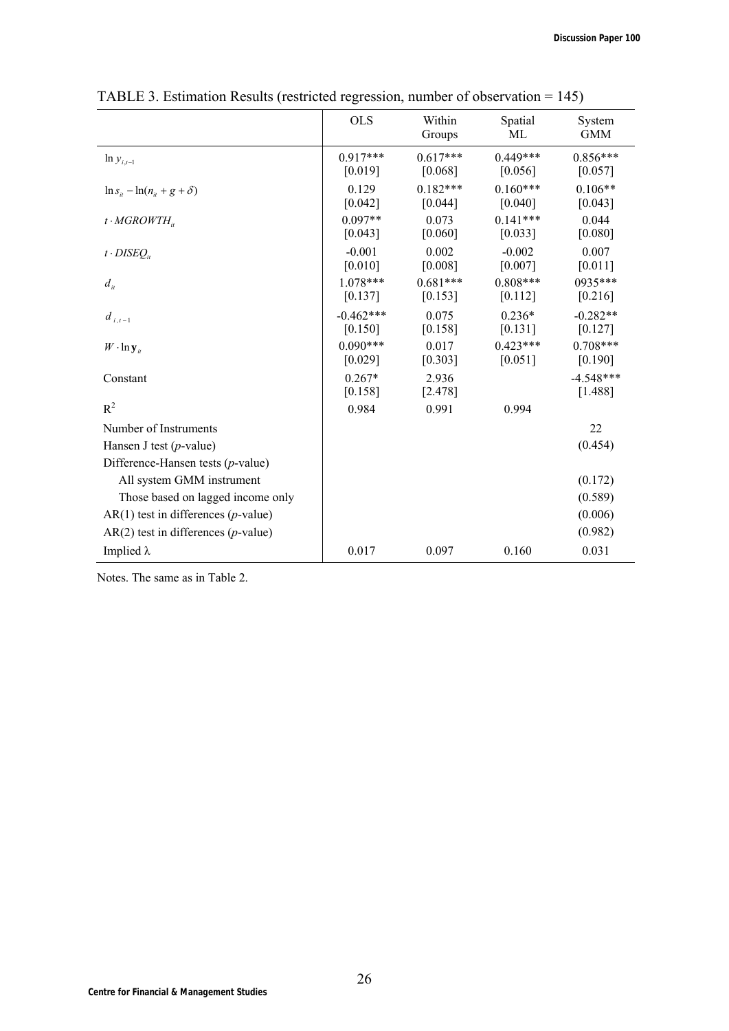TABLE 3. Estimation Results (restricted regression, number of observation = 145)

| | OLS | Within Groups | Spatial ML | System GMM |
|---|---|---|---|---|
| $\ln y_{i,t-1}$ | 0.917*** | 0.617*** | 0.449*** | 0.856*** |
| | [0.019] | [0.068] | [0.056] | [0.057] |
| $\ln s_{it} - \ln(n_{it} + g + \delta)$ | 0.129 | 0.182*** | 0.160*** | 0.106** |
| | [0.042] | [0.044] | [0.040] | [0.043] |
| $t \cdot MGROWTH_{it}$ | 0.097** | 0.073 | 0.141*** | 0.044 |
| | [0.043] | [0.060] | [0.033] | [0.080] |
| $t \cdot DISEQ_{it}$ | -0.001 | 0.002 | -0.002 | 0.007 |
| | [0.010] | [0.008] | [0.007] | [0.011] |
| $d_{it}$ | 1.078*** | 0.681*** | 0.808*** | 0935*** |
| | [0.137] | [0.153] | [0.112] | [0.216] |
| $d_{i,t-1}$ | -0.462*** | 0.075 | 0.236* | -0.282** |
| | [0.150] | [0.158] | [0.131] | [0.127] |
| $W \cdot \ln \mathbf{y}_{it}$ | 0.090*** | 0.017 | 0.423*** | 0.708*** |
| | [0.029] | [0.303] | [0.051] | [0.190] |
| Constant | 0.267* | 2.936 | | -4.548*** |
| | [0.158] | [2.478] | | [1.488] |
| $R^2$ | 0.984 | 0.991 | 0.994 | |
| Number of Instruments | | | | 22 |
| Hansen J test (*p*-value) | | | | (0.454) |
| Difference-Hansen tests (*p*-value) | | | | |
| All system GMM instrument | | | | (0.172) |
| Those based on lagged income only | | | | (0.589) |
| AR(1) test in differences (*p*-value) | | | | (0.006) |
| AR(2) test in differences (*p*-value) | | | | (0.982) |
| Implied $\lambda$ | 0.017 | 0.097 | 0.160 | 0.031 |

Notes. The same as in Table 2.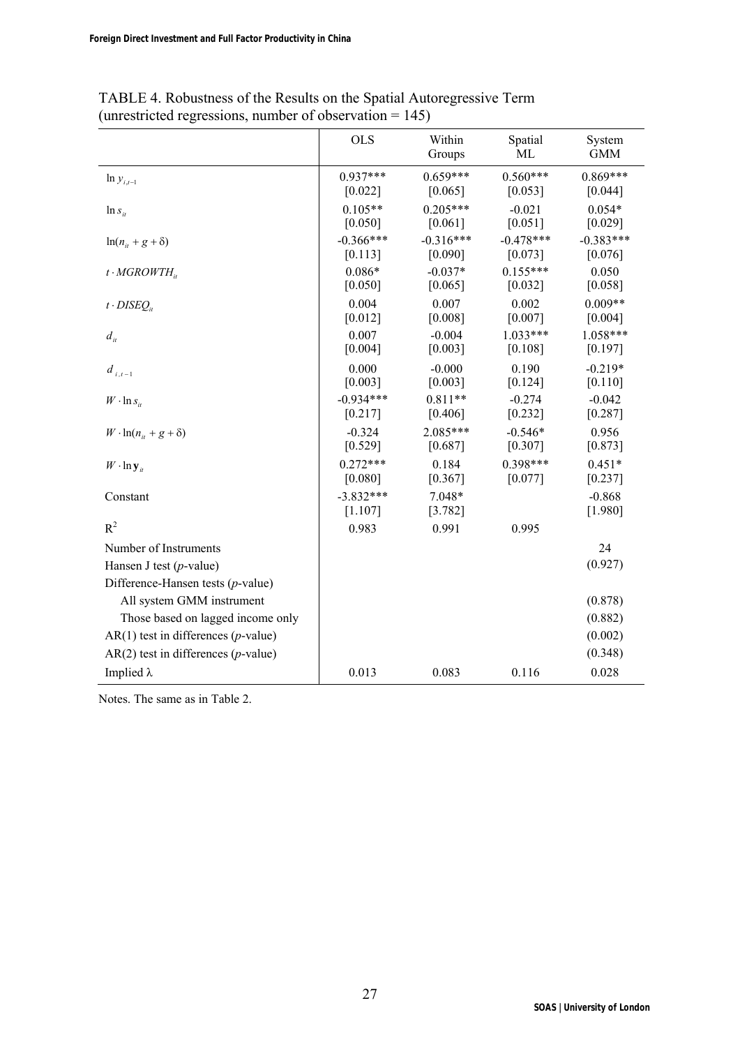TABLE 4. Robustness of the Results on the Spatial Autoregressive Term (unrestricted regressions, number of observation = 145)

| | OLS | Within Groups | Spatial ML | System GMM |
|---|---|---|---|---|
| $\ln y_{i,t-1}$ | 0.937*** | 0.659*** | 0.560*** | 0.869*** |
| | [0.022] | [0.065] | [0.053] | [0.044] |
| $\ln s_{it}$ | 0.105** | 0.205*** | -0.021 | 0.054* |
| | [0.050] | [0.061] | [0.051] | [0.029] |
| $\ln(n_{it} + g + \delta)$ | -0.366*** | -0.316*** | -0.478*** | -0.383*** |
| | [0.113] | [0.090] | [0.073] | [0.076] |
| $t \cdot MGROWTH_{it}$ | 0.086* | -0.037* | 0.155*** | 0.050 |
| | [0.050] | [0.065] | [0.032] | [0.058] |
| $t \cdot DISEQ_{it}$ | 0.004 | 0.007 | 0.002 | 0.009** |
| | [0.012] | [0.008] | [0.007] | [0.004] |
| $d_{it}$ | 0.007 | -0.004 | 1.033*** | 1.058*** |
| | [0.004] | [0.003] | [0.108] | [0.197] |
| $d_{i,t-1}$ | 0.000 | -0.000 | 0.190 | -0.219* |
| | [0.003] | [0.003] | [0.124] | [0.110] |
| $W \cdot \ln s_{it}$ | -0.934*** | 0.811** | -0.274 | -0.042 |
| | [0.217] | [0.406] | [0.232] | [0.287] |
| $W \cdot \ln(n_{it} + g + \delta)$ | -0.324 | 2.085*** | -0.546* | 0.956 |
| | [0.529] | [0.687] | [0.307] | [0.873] |
| $W \cdot \ln \mathbf{y}_{it}$ | 0.272*** | 0.184 | 0.398*** | 0.451* |
| | [0.080] | [0.367] | [0.077] | [0.237] |
| Constant | -3.832*** | 7.048* | | -0.868 |
| | [1.107] | [3.782] | | [1.980] |
| $R^2$ | 0.983 | 0.991 | 0.995 | |
| Number of Instruments | | | | 24 |
| Hansen J test (*p*-value) | | | | (0.927) |
| Difference-Hansen tests (*p*-value) | | | | |
| All system GMM instrument | | | | (0.878) |
| Those based on lagged income only | | | | (0.882) |
| AR(1) test in differences (*p*-value) | | | | (0.002) |
| AR(2) test in differences (*p*-value) | | | | (0.348) |
| Implied $\lambda$ | 0.013 | 0.083 | 0.116 | 0.028 |

Notes. The same as in Table 2.